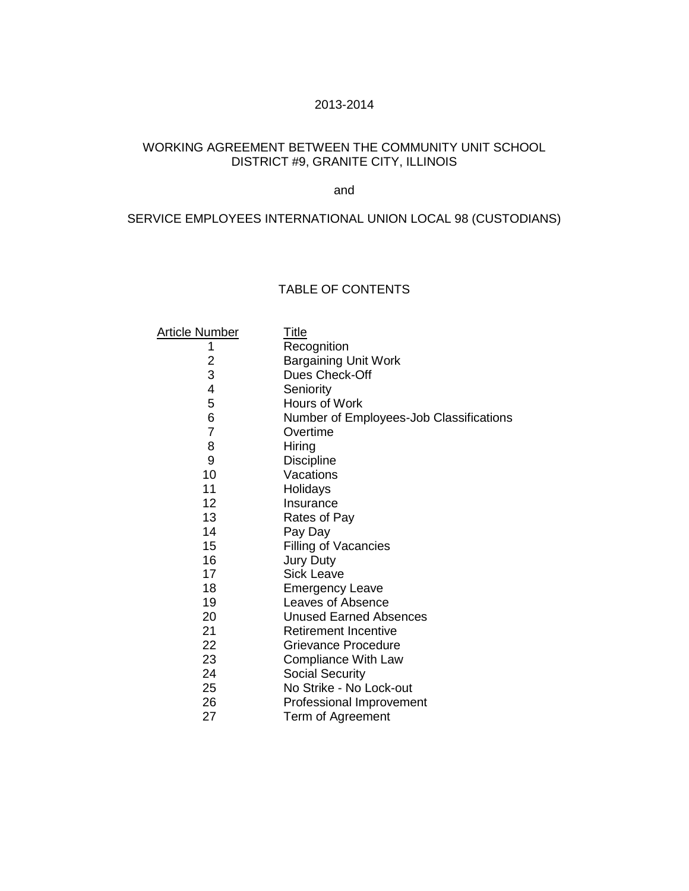2013-2014

# WORKING AGREEMENT BETWEEN THE COMMUNITY UNIT SCHOOL DISTRICT #9, GRANITE CITY, ILLINOIS

and

# SERVICE EMPLOYEES INTERNATIONAL UNION LOCAL 98 (CUSTODIANS)

## TABLE OF CONTENTS

| Article Number | Title |
|---|---|
| 1 | Recognition |
| 2 | Bargaining Unit Work |
| 3 | Dues Check-Off |
| 4 | Seniority |
| 5 | Hours of Work |
| 6 | Number of Employees-Job Classifications |
| 7 | Overtime |
| 8 | Hiring |
| 9 | Discipline |
| 10 | Vacations |
| 11 | Holidays |
| 12 | Insurance |
| 13 | Rates of Pay |
| 14 | Pay Day |
| 15 | Filling of Vacancies |
| 16 | Jury Duty |
| 17 | Sick Leave |
| 18 | Emergency Leave |
| 19 | Leaves of Absence |
| 20 | Unused Earned Absences |
| 21 | Retirement Incentive |
| 22 | Grievance Procedure |
| 23 | Compliance With Law |
| 24 | Social Security |
| 25 | No Strike - No Lock-out |
| 26 | Professional Improvement |
| 27 | Term of Agreement |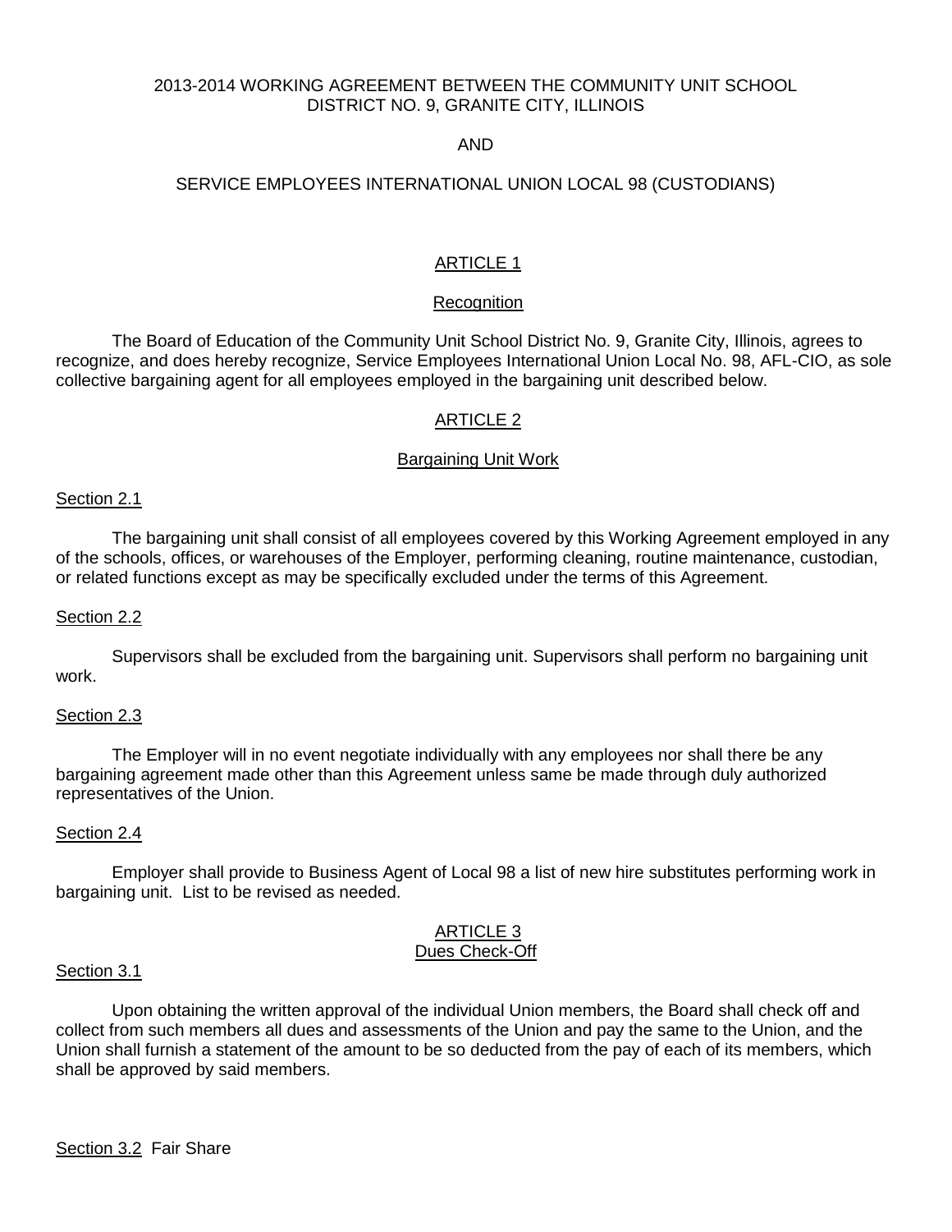2013-2014 WORKING AGREEMENT BETWEEN THE COMMUNITY UNIT SCHOOL DISTRICT NO. 9, GRANITE CITY, ILLINOIS

AND

SERVICE EMPLOYEES INTERNATIONAL UNION LOCAL 98 (CUSTODIANS)

## ARTICLE 1

### Recognition

The Board of Education of the Community Unit School District No. 9, Granite City, Illinois, agrees to recognize, and does hereby recognize, Service Employees International Union Local No. 98, AFL-CIO, as sole collective bargaining agent for all employees employed in the bargaining unit described below.

## ARTICLE 2

### Bargaining Unit Work

Section 2.1

The bargaining unit shall consist of all employees covered by this Working Agreement employed in any of the schools, offices, or warehouses of the Employer, performing cleaning, routine maintenance, custodian, or related functions except as may be specifically excluded under the terms of this Agreement.

Section 2.2

Supervisors shall be excluded from the bargaining unit. Supervisors shall perform no bargaining unit work.

Section 2.3

The Employer will in no event negotiate individually with any employees nor shall there be any bargaining agreement made other than this Agreement unless same be made through duly authorized representatives of the Union.

Section 2.4

Employer shall provide to Business Agent of Local 98 a list of new hire substitutes performing work in bargaining unit. List to be revised as needed.

## ARTICLE 3

### Dues Check-Off

Section 3.1

Upon obtaining the written approval of the individual Union members, the Board shall check off and collect from such members all dues and assessments of the Union and pay the same to the Union, and the Union shall furnish a statement of the amount to be so deducted from the pay of each of its members, which shall be approved by said members.

Section 3.2 Fair Share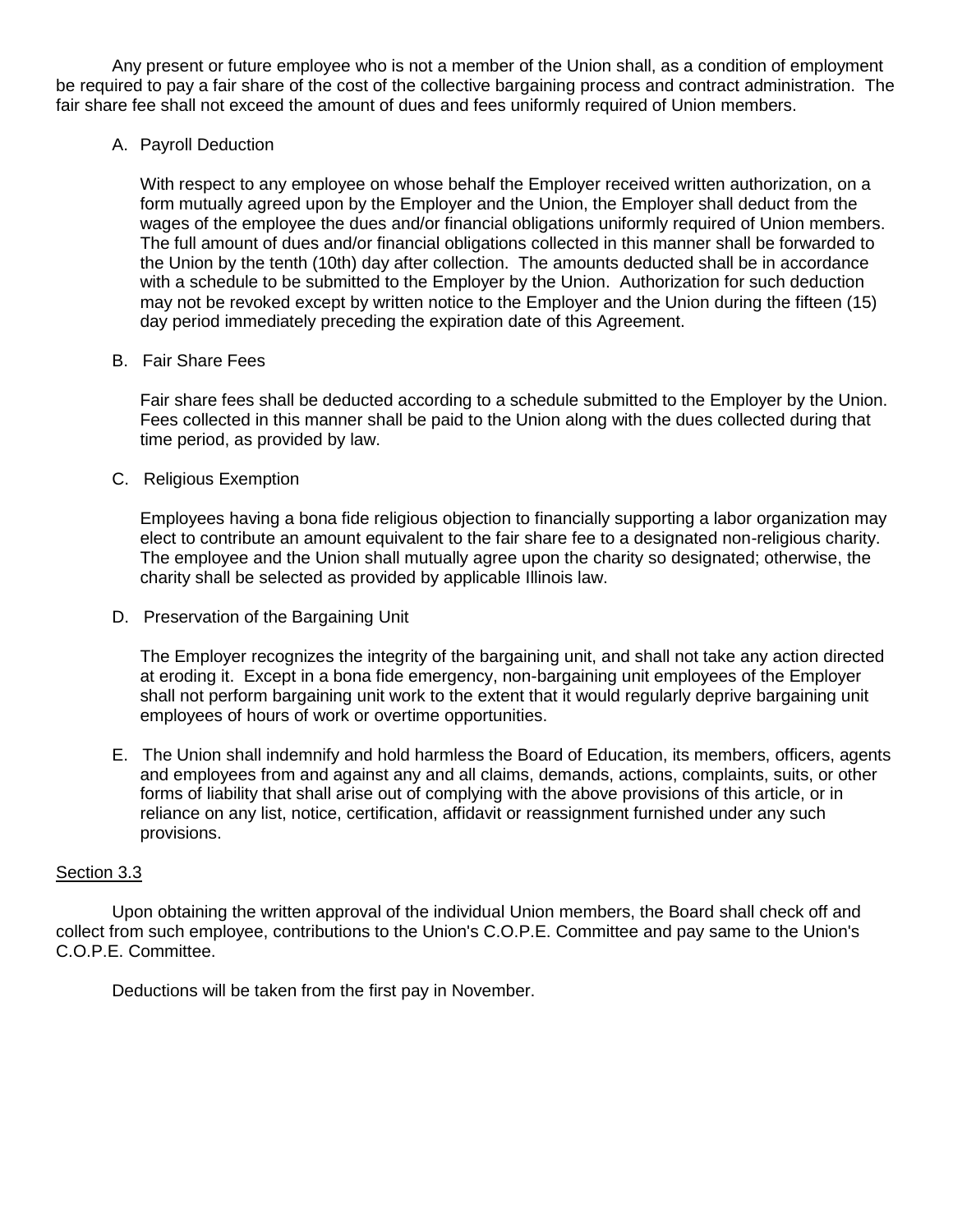Any present or future employee who is not a member of the Union shall, as a condition of employment be required to pay a fair share of the cost of the collective bargaining process and contract administration. The fair share fee shall not exceed the amount of dues and fees uniformly required of Union members.

A. Payroll Deduction

   With respect to any employee on whose behalf the Employer received written authorization, on a form mutually agreed upon by the Employer and the Union, the Employer shall deduct from the wages of the employee the dues and/or financial obligations uniformly required of Union members. The full amount of dues and/or financial obligations collected in this manner shall be forwarded to the Union by the tenth (10th) day after collection. The amounts deducted shall be in accordance with a schedule to be submitted to the Employer by the Union. Authorization for such deduction may not be revoked except by written notice to the Employer and the Union during the fifteen (15) day period immediately preceding the expiration date of this Agreement.

B. Fair Share Fees

   Fair share fees shall be deducted according to a schedule submitted to the Employer by the Union. Fees collected in this manner shall be paid to the Union along with the dues collected during that time period, as provided by law.

C. Religious Exemption

   Employees having a bona fide religious objection to financially supporting a labor organization may elect to contribute an amount equivalent to the fair share fee to a designated non-religious charity. The employee and the Union shall mutually agree upon the charity so designated; otherwise, the charity shall be selected as provided by applicable Illinois law.

D. Preservation of the Bargaining Unit

   The Employer recognizes the integrity of the bargaining unit, and shall not take any action directed at eroding it. Except in a bona fide emergency, non-bargaining unit employees of the Employer shall not perform bargaining unit work to the extent that it would regularly deprive bargaining unit employees of hours of work or overtime opportunities.

E. The Union shall indemnify and hold harmless the Board of Education, its members, officers, agents and employees from and against any and all claims, demands, actions, complaints, suits, or other forms of liability that shall arise out of complying with the above provisions of this article, or in reliance on any list, notice, certification, affidavit or reassignment furnished under any such provisions.

<u>Section 3.3</u>

Upon obtaining the written approval of the individual Union members, the Board shall check off and collect from such employee, contributions to the Union's C.O.P.E. Committee and pay same to the Union's C.O.P.E. Committee.

Deductions will be taken from the first pay in November.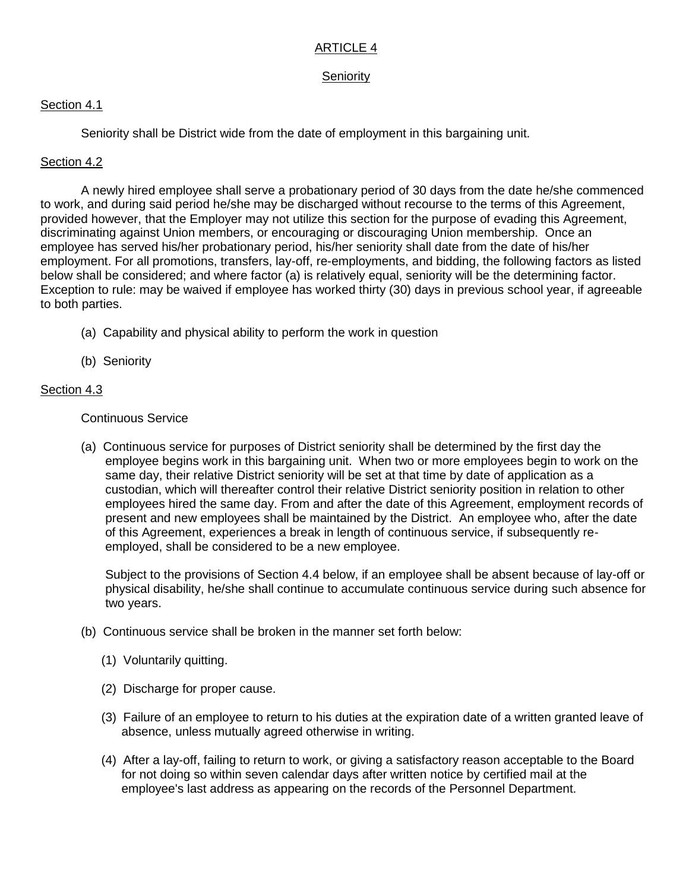# ARTICLE 4

## Seniority

### Section 4.1

Seniority shall be District wide from the date of employment in this bargaining unit.

### Section 4.2

A newly hired employee shall serve a probationary period of 30 days from the date he/she commenced to work, and during said period he/she may be discharged without recourse to the terms of this Agreement, provided however, that the Employer may not utilize this section for the purpose of evading this Agreement, discriminating against Union members, or encouraging or discouraging Union membership. Once an employee has served his/her probationary period, his/her seniority shall date from the date of his/her employment. For all promotions, transfers, lay-off, re-employments, and bidding, the following factors as listed below shall be considered; and where factor (a) is relatively equal, seniority will be the determining factor. Exception to rule: may be waived if employee has worked thirty (30) days in previous school year, if agreeable to both parties.

(a) Capability and physical ability to perform the work in question

(b) Seniority

### Section 4.3

Continuous Service

(a) Continuous service for purposes of District seniority shall be determined by the first day the employee begins work in this bargaining unit. When two or more employees begin to work on the same day, their relative District seniority will be set at that time by date of application as a custodian, which will thereafter control their relative District seniority position in relation to other employees hired the same day. From and after the date of this Agreement, employment records of present and new employees shall be maintained by the District. An employee who, after the date of this Agreement, experiences a break in length of continuous service, if subsequently re-employed, shall be considered to be a new employee.

Subject to the provisions of Section 4.4 below, if an employee shall be absent because of lay-off or physical disability, he/she shall continue to accumulate continuous service during such absence for two years.

(b) Continuous service shall be broken in the manner set forth below:

(1) Voluntarily quitting.

(2) Discharge for proper cause.

(3) Failure of an employee to return to his duties at the expiration date of a written granted leave of absence, unless mutually agreed otherwise in writing.

(4) After a lay-off, failing to return to work, or giving a satisfactory reason acceptable to the Board for not doing so within seven calendar days after written notice by certified mail at the employee's last address as appearing on the records of the Personnel Department.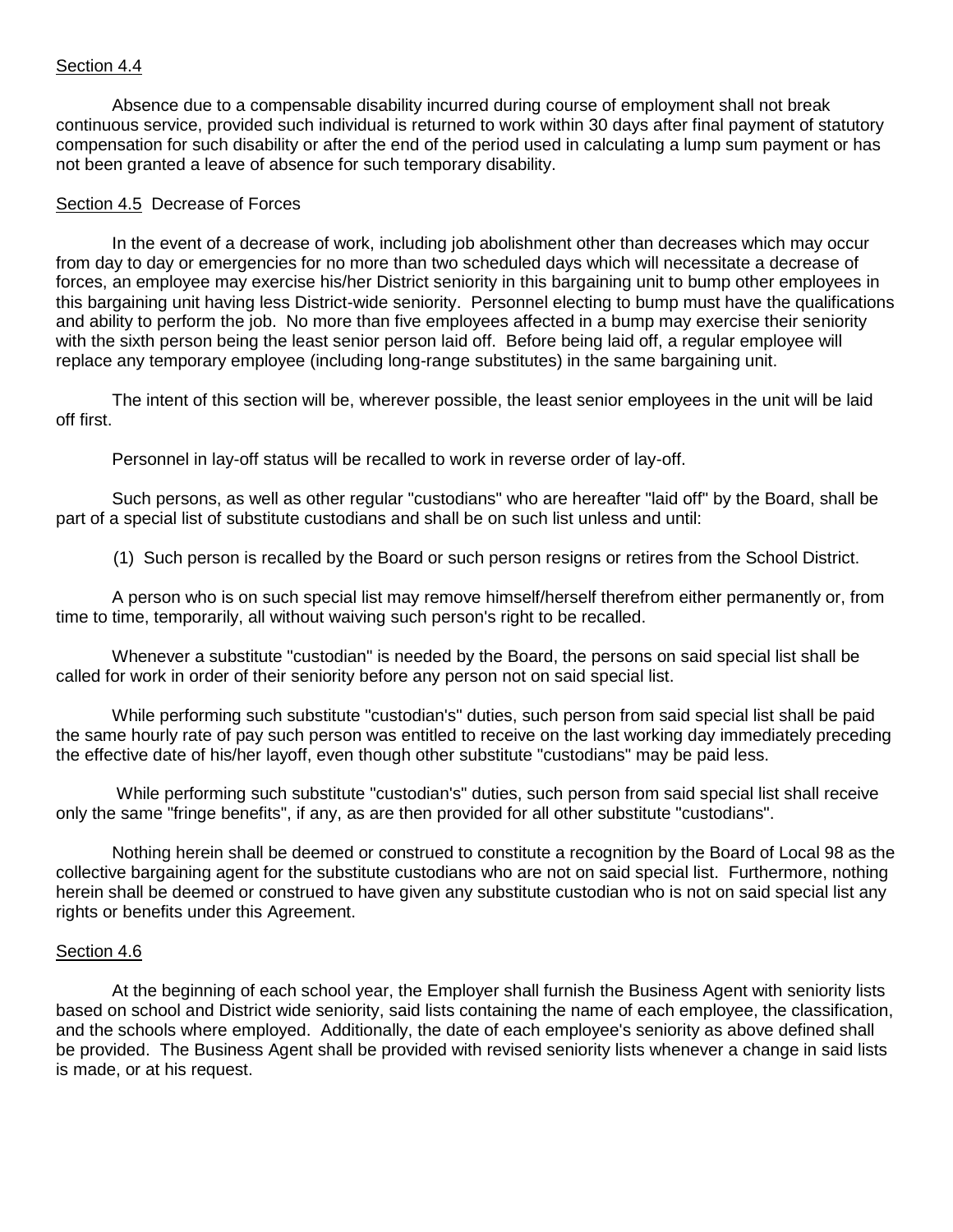Section 4.4

Absence due to a compensable disability incurred during course of employment shall not break continuous service, provided such individual is returned to work within 30 days after final payment of statutory compensation for such disability or after the end of the period used in calculating a lump sum payment or has not been granted a leave of absence for such temporary disability.

Section 4.5 Decrease of Forces

In the event of a decrease of work, including job abolishment other than decreases which may occur from day to day or emergencies for no more than two scheduled days which will necessitate a decrease of forces, an employee may exercise his/her District seniority in this bargaining unit to bump other employees in this bargaining unit having less District-wide seniority. Personnel electing to bump must have the qualifications and ability to perform the job. No more than five employees affected in a bump may exercise their seniority with the sixth person being the least senior person laid off. Before being laid off, a regular employee will replace any temporary employee (including long-range substitutes) in the same bargaining unit.

The intent of this section will be, wherever possible, the least senior employees in the unit will be laid off first.

Personnel in lay-off status will be recalled to work in reverse order of lay-off.

Such persons, as well as other regular "custodians" who are hereafter "laid off" by the Board, shall be part of a special list of substitute custodians and shall be on such list unless and until:

(1) Such person is recalled by the Board or such person resigns or retires from the School District.

A person who is on such special list may remove himself/herself therefrom either permanently or, from time to time, temporarily, all without waiving such person's right to be recalled.

Whenever a substitute "custodian" is needed by the Board, the persons on said special list shall be called for work in order of their seniority before any person not on said special list.

While performing such substitute "custodian's" duties, such person from said special list shall be paid the same hourly rate of pay such person was entitled to receive on the last working day immediately preceding the effective date of his/her layoff, even though other substitute "custodians" may be paid less.

While performing such substitute "custodian's" duties, such person from said special list shall receive only the same "fringe benefits", if any, as are then provided for all other substitute "custodians".

Nothing herein shall be deemed or construed to constitute a recognition by the Board of Local 98 as the collective bargaining agent for the substitute custodians who are not on said special list. Furthermore, nothing herein shall be deemed or construed to have given any substitute custodian who is not on said special list any rights or benefits under this Agreement.

Section 4.6

At the beginning of each school year, the Employer shall furnish the Business Agent with seniority lists based on school and District wide seniority, said lists containing the name of each employee, the classification, and the schools where employed. Additionally, the date of each employee's seniority as above defined shall be provided. The Business Agent shall be provided with revised seniority lists whenever a change in said lists is made, or at his request.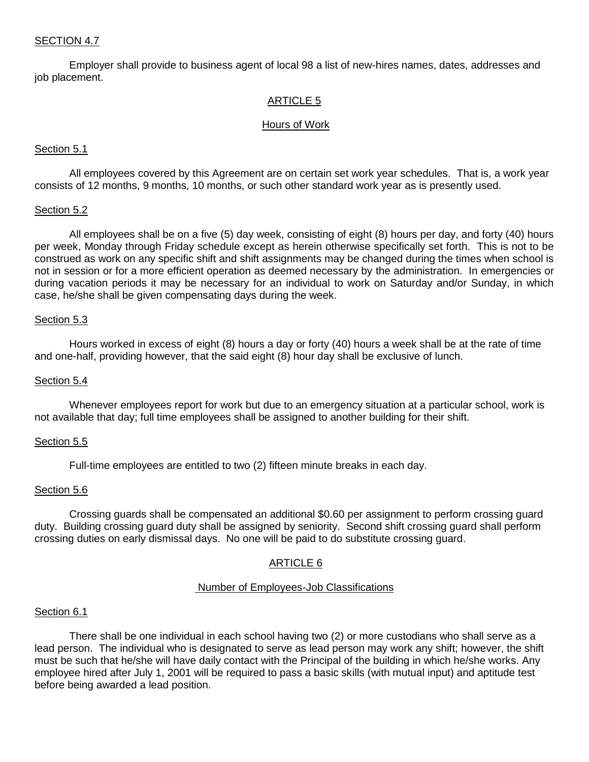SECTION 4.7

Employer shall provide to business agent of local 98 a list of new-hires names, dates, addresses and job placement.

## ARTICLE 5

### Hours of Work

Section 5.1

All employees covered by this Agreement are on certain set work year schedules. That is, a work year consists of 12 months, 9 months, 10 months, or such other standard work year as is presently used.

Section 5.2

All employees shall be on a five (5) day week, consisting of eight (8) hours per day, and forty (40) hours per week, Monday through Friday schedule except as herein otherwise specifically set forth. This is not to be construed as work on any specific shift and shift assignments may be changed during the times when school is not in session or for a more efficient operation as deemed necessary by the administration. In emergencies or during vacation periods it may be necessary for an individual to work on Saturday and/or Sunday, in which case, he/she shall be given compensating days during the week.

Section 5.3

Hours worked in excess of eight (8) hours a day or forty (40) hours a week shall be at the rate of time and one-half, providing however, that the said eight (8) hour day shall be exclusive of lunch.

Section 5.4

Whenever employees report for work but due to an emergency situation at a particular school, work is not available that day; full time employees shall be assigned to another building for their shift.

Section 5.5

Full-time employees are entitled to two (2) fifteen minute breaks in each day.

Section 5.6

Crossing guards shall be compensated an additional $0.60 per assignment to perform crossing guard duty. Building crossing guard duty shall be assigned by seniority. Second shift crossing guard shall perform crossing duties on early dismissal days. No one will be paid to do substitute crossing guard.

## ARTICLE 6

### Number of Employees-Job Classifications

Section 6.1

There shall be one individual in each school having two (2) or more custodians who shall serve as a lead person. The individual who is designated to serve as lead person may work any shift; however, the shift must be such that he/she will have daily contact with the Principal of the building in which he/she works. Any employee hired after July 1, 2001 will be required to pass a basic skills (with mutual input) and aptitude test before being awarded a lead position.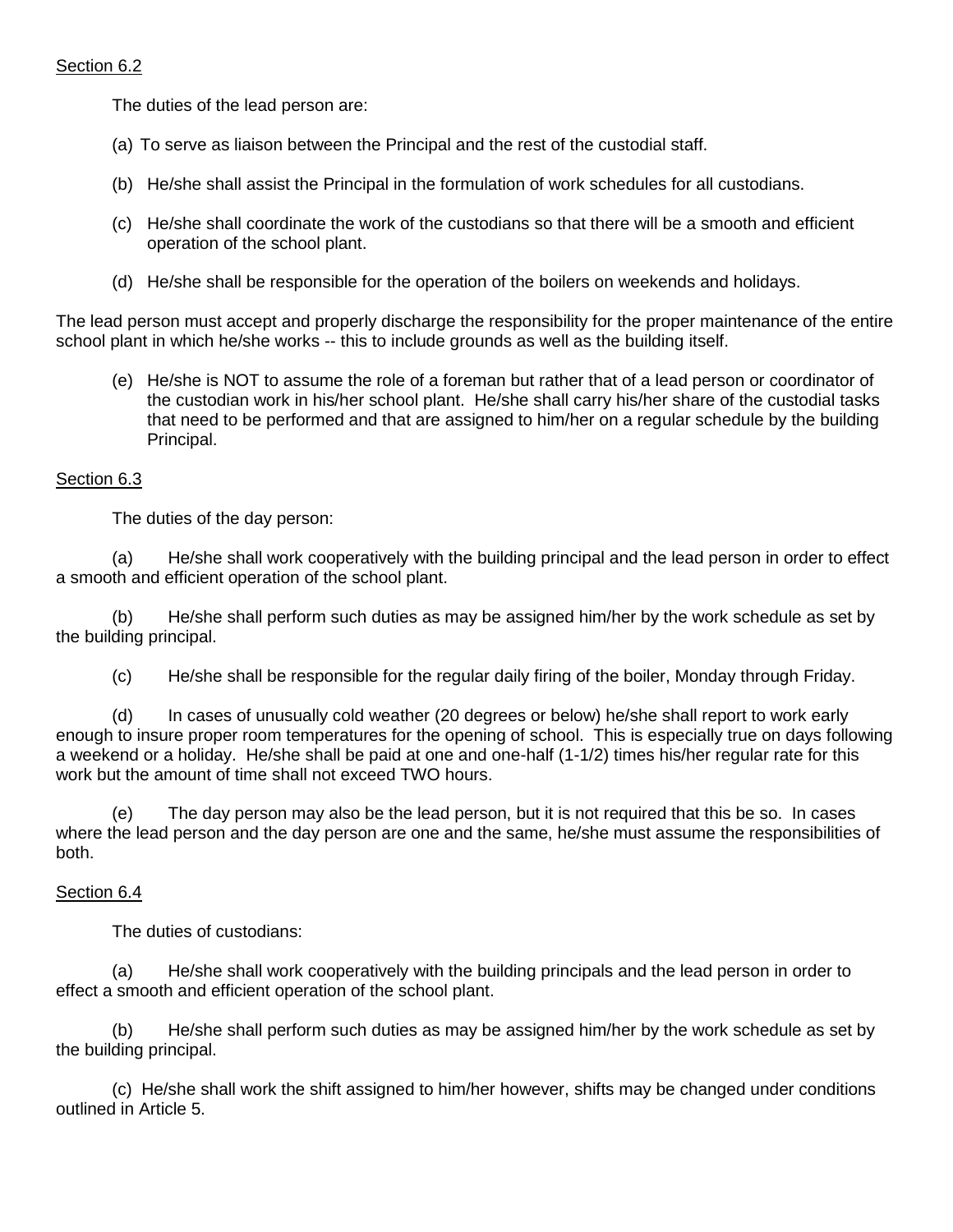Section 6.2

The duties of the lead person are:

(a) To serve as liaison between the Principal and the rest of the custodial staff.

(b) He/she shall assist the Principal in the formulation of work schedules for all custodians.

(c) He/she shall coordinate the work of the custodians so that there will be a smooth and efficient operation of the school plant.

(d) He/she shall be responsible for the operation of the boilers on weekends and holidays.

The lead person must accept and properly discharge the responsibility for the proper maintenance of the entire school plant in which he/she works -- this to include grounds as well as the building itself.

(e) He/she is NOT to assume the role of a foreman but rather that of a lead person or coordinator of the custodian work in his/her school plant. He/she shall carry his/her share of the custodial tasks that need to be performed and that are assigned to him/her on a regular schedule by the building Principal.

Section 6.3

The duties of the day person:

(a) He/she shall work cooperatively with the building principal and the lead person in order to effect a smooth and efficient operation of the school plant.

(b) He/she shall perform such duties as may be assigned him/her by the work schedule as set by the building principal.

(c) He/she shall be responsible for the regular daily firing of the boiler, Monday through Friday.

(d) In cases of unusually cold weather (20 degrees or below) he/she shall report to work early enough to insure proper room temperatures for the opening of school. This is especially true on days following a weekend or a holiday. He/she shall be paid at one and one-half (1-1/2) times his/her regular rate for this work but the amount of time shall not exceed TWO hours.

(e) The day person may also be the lead person, but it is not required that this be so. In cases where the lead person and the day person are one and the same, he/she must assume the responsibilities of both.

Section 6.4

The duties of custodians:

(a) He/she shall work cooperatively with the building principals and the lead person in order to effect a smooth and efficient operation of the school plant.

(b) He/she shall perform such duties as may be assigned him/her by the work schedule as set by the building principal.

(c) He/she shall work the shift assigned to him/her however, shifts may be changed under conditions outlined in Article 5.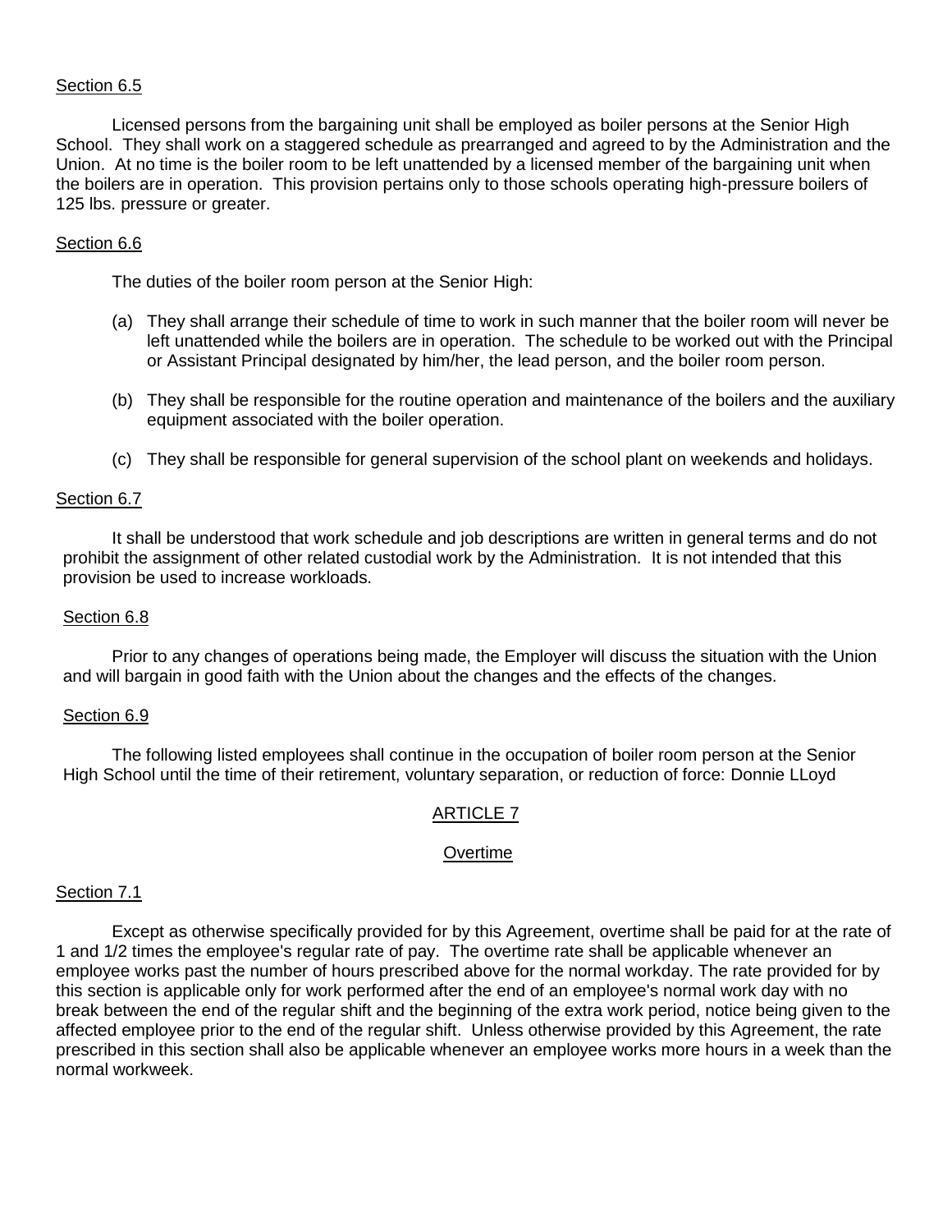Section 6.5

Licensed persons from the bargaining unit shall be employed as boiler persons at the Senior High School. They shall work on a staggered schedule as prearranged and agreed to by the Administration and the Union. At no time is the boiler room to be left unattended by a licensed member of the bargaining unit when the boilers are in operation. This provision pertains only to those schools operating high-pressure boilers of 125 lbs. pressure or greater.

Section 6.6

The duties of the boiler room person at the Senior High:

(a) They shall arrange their schedule of time to work in such manner that the boiler room will never be left unattended while the boilers are in operation. The schedule to be worked out with the Principal or Assistant Principal designated by him/her, the lead person, and the boiler room person.

(b) They shall be responsible for the routine operation and maintenance of the boilers and the auxiliary equipment associated with the boiler operation.

(c) They shall be responsible for general supervision of the school plant on weekends and holidays.

Section 6.7

It shall be understood that work schedule and job descriptions are written in general terms and do not prohibit the assignment of other related custodial work by the Administration. It is not intended that this provision be used to increase workloads.

Section 6.8

Prior to any changes of operations being made, the Employer will discuss the situation with the Union and will bargain in good faith with the Union about the changes and the effects of the changes.

Section 6.9

The following listed employees shall continue in the occupation of boiler room person at the Senior High School until the time of their retirement, voluntary separation, or reduction of force: Donnie LLoyd

## ARTICLE 7

## Overtime

Section 7.1

Except as otherwise specifically provided for by this Agreement, overtime shall be paid for at the rate of 1 and 1/2 times the employee's regular rate of pay. The overtime rate shall be applicable whenever an employee works past the number of hours prescribed above for the normal workday. The rate provided for by this section is applicable only for work performed after the end of an employee's normal work day with no break between the end of the regular shift and the beginning of the extra work period, notice being given to the affected employee prior to the end of the regular shift. Unless otherwise provided by this Agreement, the rate prescribed in this section shall also be applicable whenever an employee works more hours in a week than the normal workweek.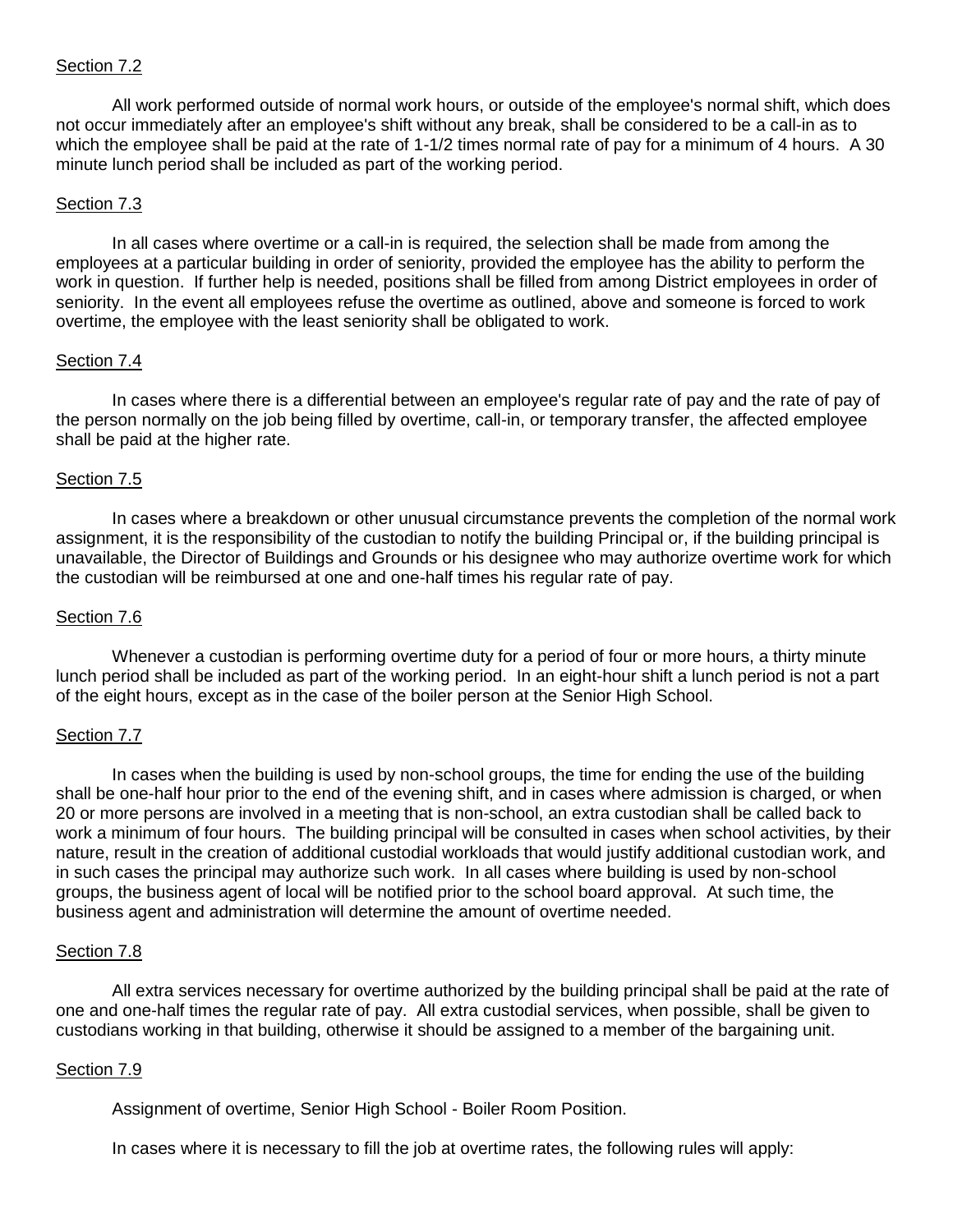Section 7.2

All work performed outside of normal work hours, or outside of the employee's normal shift, which does not occur immediately after an employee's shift without any break, shall be considered to be a call-in as to which the employee shall be paid at the rate of 1-1/2 times normal rate of pay for a minimum of 4 hours. A 30 minute lunch period shall be included as part of the working period.

Section 7.3

In all cases where overtime or a call-in is required, the selection shall be made from among the employees at a particular building in order of seniority, provided the employee has the ability to perform the work in question. If further help is needed, positions shall be filled from among District employees in order of seniority. In the event all employees refuse the overtime as outlined, above and someone is forced to work overtime, the employee with the least seniority shall be obligated to work.

Section 7.4

In cases where there is a differential between an employee's regular rate of pay and the rate of pay of the person normally on the job being filled by overtime, call-in, or temporary transfer, the affected employee shall be paid at the higher rate.

Section 7.5

In cases where a breakdown or other unusual circumstance prevents the completion of the normal work assignment, it is the responsibility of the custodian to notify the building Principal or, if the building principal is unavailable, the Director of Buildings and Grounds or his designee who may authorize overtime work for which the custodian will be reimbursed at one and one-half times his regular rate of pay.

Section 7.6

Whenever a custodian is performing overtime duty for a period of four or more hours, a thirty minute lunch period shall be included as part of the working period. In an eight-hour shift a lunch period is not a part of the eight hours, except as in the case of the boiler person at the Senior High School.

Section 7.7

In cases when the building is used by non-school groups, the time for ending the use of the building shall be one-half hour prior to the end of the evening shift, and in cases where admission is charged, or when 20 or more persons are involved in a meeting that is non-school, an extra custodian shall be called back to work a minimum of four hours. The building principal will be consulted in cases when school activities, by their nature, result in the creation of additional custodial workloads that would justify additional custodian work, and in such cases the principal may authorize such work. In all cases where building is used by non-school groups, the business agent of local will be notified prior to the school board approval. At such time, the business agent and administration will determine the amount of overtime needed.

Section 7.8

All extra services necessary for overtime authorized by the building principal shall be paid at the rate of one and one-half times the regular rate of pay. All extra custodial services, when possible, shall be given to custodians working in that building, otherwise it should be assigned to a member of the bargaining unit.

Section 7.9

Assignment of overtime, Senior High School - Boiler Room Position.

In cases where it is necessary to fill the job at overtime rates, the following rules will apply: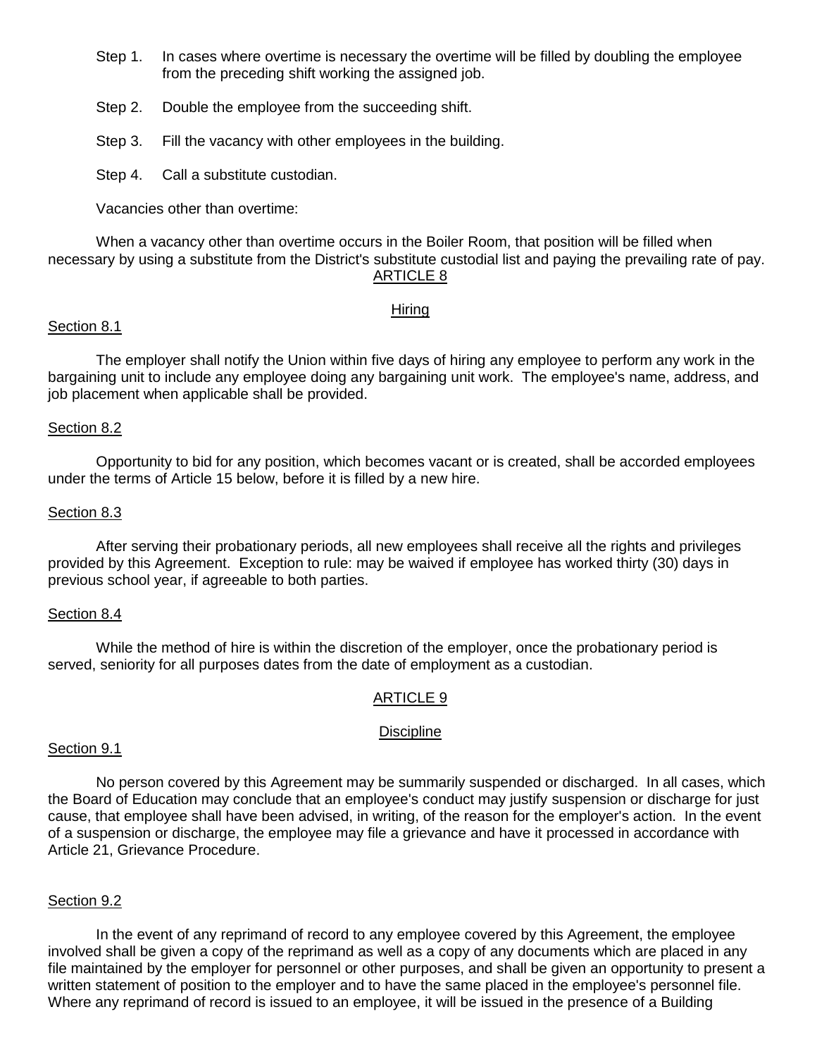Step 1. In cases where overtime is necessary the overtime will be filled by doubling the employee from the preceding shift working the assigned job.

Step 2. Double the employee from the succeeding shift.

Step 3. Fill the vacancy with other employees in the building.

Step 4. Call a substitute custodian.

Vacancies other than overtime:

When a vacancy other than overtime occurs in the Boiler Room, that position will be filled when necessary by using a substitute from the District's substitute custodial list and paying the prevailing rate of pay.

## ARTICLE 8

### Hiring

Section 8.1

The employer shall notify the Union within five days of hiring any employee to perform any work in the bargaining unit to include any employee doing any bargaining unit work. The employee's name, address, and job placement when applicable shall be provided.

Section 8.2

Opportunity to bid for any position, which becomes vacant or is created, shall be accorded employees under the terms of Article 15 below, before it is filled by a new hire.

Section 8.3

After serving their probationary periods, all new employees shall receive all the rights and privileges provided by this Agreement. Exception to rule: may be waived if employee has worked thirty (30) days in previous school year, if agreeable to both parties.

Section 8.4

While the method of hire is within the discretion of the employer, once the probationary period is served, seniority for all purposes dates from the date of employment as a custodian.

## ARTICLE 9

### Discipline

Section 9.1

No person covered by this Agreement may be summarily suspended or discharged. In all cases, which the Board of Education may conclude that an employee's conduct may justify suspension or discharge for just cause, that employee shall have been advised, in writing, of the reason for the employer's action. In the event of a suspension or discharge, the employee may file a grievance and have it processed in accordance with Article 21, Grievance Procedure.

Section 9.2

In the event of any reprimand of record to any employee covered by this Agreement, the employee involved shall be given a copy of the reprimand as well as a copy of any documents which are placed in any file maintained by the employer for personnel or other purposes, and shall be given an opportunity to present a written statement of position to the employer and to have the same placed in the employee's personnel file. Where any reprimand of record is issued to an employee, it will be issued in the presence of a Building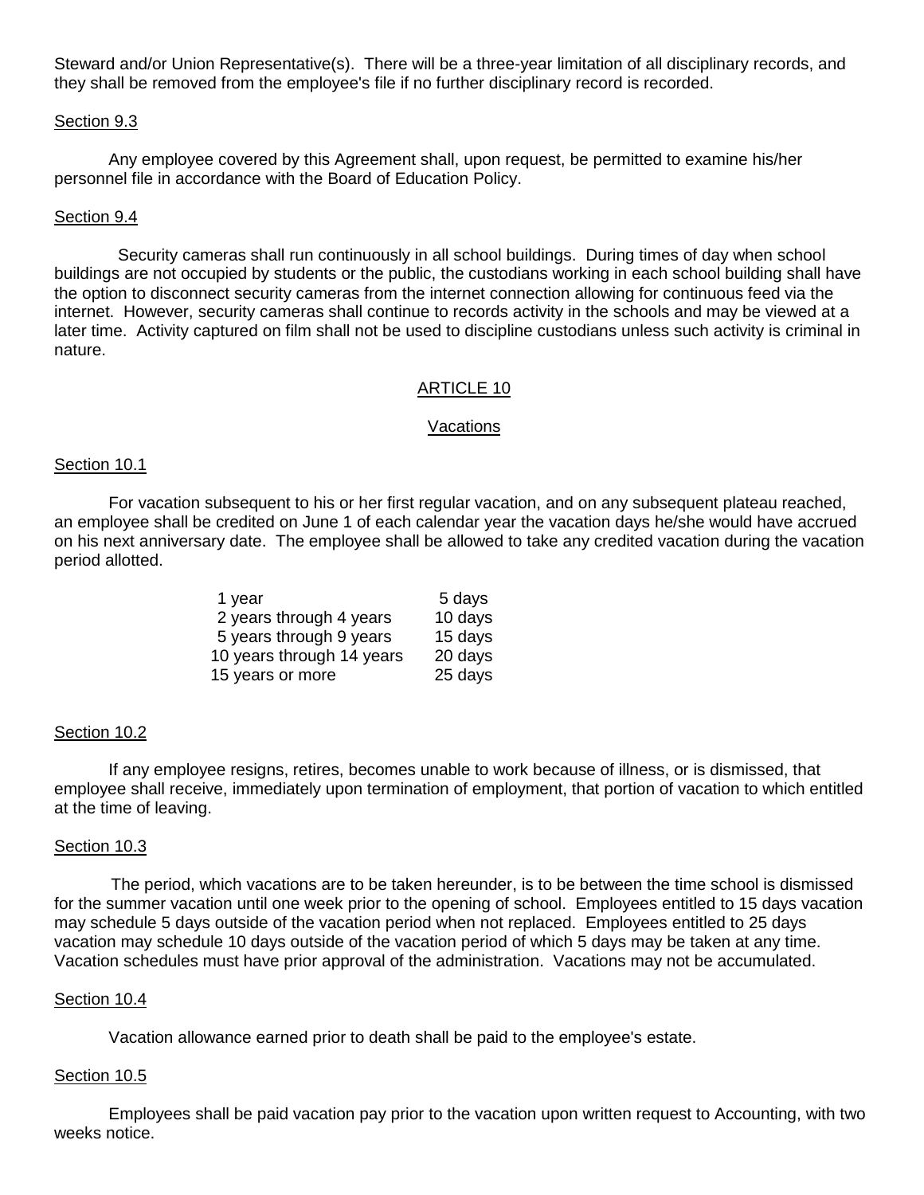Steward and/or Union Representative(s). There will be a three-year limitation of all disciplinary records, and they shall be removed from the employee's file if no further disciplinary record is recorded.

Section 9.3

Any employee covered by this Agreement shall, upon request, be permitted to examine his/her personnel file in accordance with the Board of Education Policy.

Section 9.4

Security cameras shall run continuously in all school buildings. During times of day when school buildings are not occupied by students or the public, the custodians working in each school building shall have the option to disconnect security cameras from the internet connection allowing for continuous feed via the internet. However, security cameras shall continue to records activity in the schools and may be viewed at a later time. Activity captured on film shall not be used to discipline custodians unless such activity is criminal in nature.

## ARTICLE 10

## Vacations

Section 10.1

For vacation subsequent to his or her first regular vacation, and on any subsequent plateau reached, an employee shall be credited on June 1 of each calendar year the vacation days he/she would have accrued on his next anniversary date. The employee shall be allowed to take any credited vacation during the vacation period allotted.

| | |
|---|---|
| 1 year | 5 days |
| 2 years through 4 years | 10 days |
| 5 years through 9 years | 15 days |
| 10 years through 14 years | 20 days |
| 15 years or more | 25 days |

Section 10.2

If any employee resigns, retires, becomes unable to work because of illness, or is dismissed, that employee shall receive, immediately upon termination of employment, that portion of vacation to which entitled at the time of leaving.

Section 10.3

The period, which vacations are to be taken hereunder, is to be between the time school is dismissed for the summer vacation until one week prior to the opening of school. Employees entitled to 15 days vacation may schedule 5 days outside of the vacation period when not replaced. Employees entitled to 25 days vacation may schedule 10 days outside of the vacation period of which 5 days may be taken at any time. Vacation schedules must have prior approval of the administration. Vacations may not be accumulated.

Section 10.4

Vacation allowance earned prior to death shall be paid to the employee's estate.

Section 10.5

Employees shall be paid vacation pay prior to the vacation upon written request to Accounting, with two weeks notice.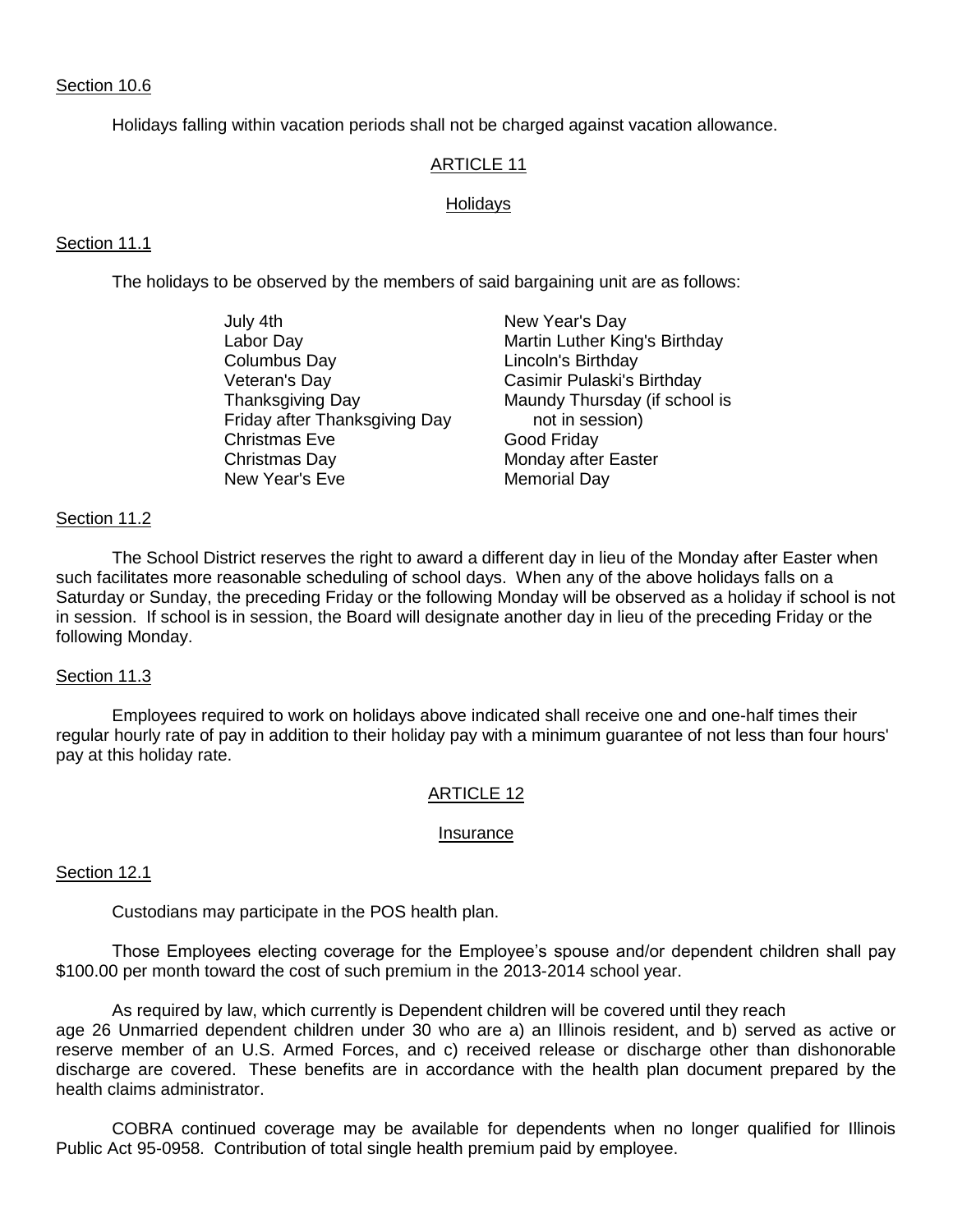Section 10.6

Holidays falling within vacation periods shall not be charged against vacation allowance.

## ARTICLE 11

### Holidays

Section 11.1

The holidays to be observed by the members of said bargaining unit are as follows:

- July 4th
- Labor Day
- Columbus Day
- Veteran's Day
- Thanksgiving Day
- Friday after Thanksgiving Day
- Christmas Eve
- Christmas Day
- New Year's Eve
- New Year's Day
- Martin Luther King's Birthday
- Lincoln's Birthday
- Casimir Pulaski's Birthday
- Maundy Thursday (if school is not in session)
- Good Friday
- Monday after Easter
- Memorial Day

Section 11.2

The School District reserves the right to award a different day in lieu of the Monday after Easter when such facilitates more reasonable scheduling of school days. When any of the above holidays falls on a Saturday or Sunday, the preceding Friday or the following Monday will be observed as a holiday if school is not in session. If school is in session, the Board will designate another day in lieu of the preceding Friday or the following Monday.

Section 11.3

Employees required to work on holidays above indicated shall receive one and one-half times their regular hourly rate of pay in addition to their holiday pay with a minimum guarantee of not less than four hours' pay at this holiday rate.

## ARTICLE 12

### Insurance

Section 12.1

Custodians may participate in the POS health plan.

Those Employees electing coverage for the Employee's spouse and/or dependent children shall pay $100.00 per month toward the cost of such premium in the 2013-2014 school year.

As required by law, which currently is Dependent children will be covered until they reach age 26 Unmarried dependent children under 30 who are a) an Illinois resident, and b) served as active or reserve member of an U.S. Armed Forces, and c) received release or discharge other than dishonorable discharge are covered. These benefits are in accordance with the health plan document prepared by the health claims administrator.

COBRA continued coverage may be available for dependents when no longer qualified for Illinois Public Act 95-0958. Contribution of total single health premium paid by employee.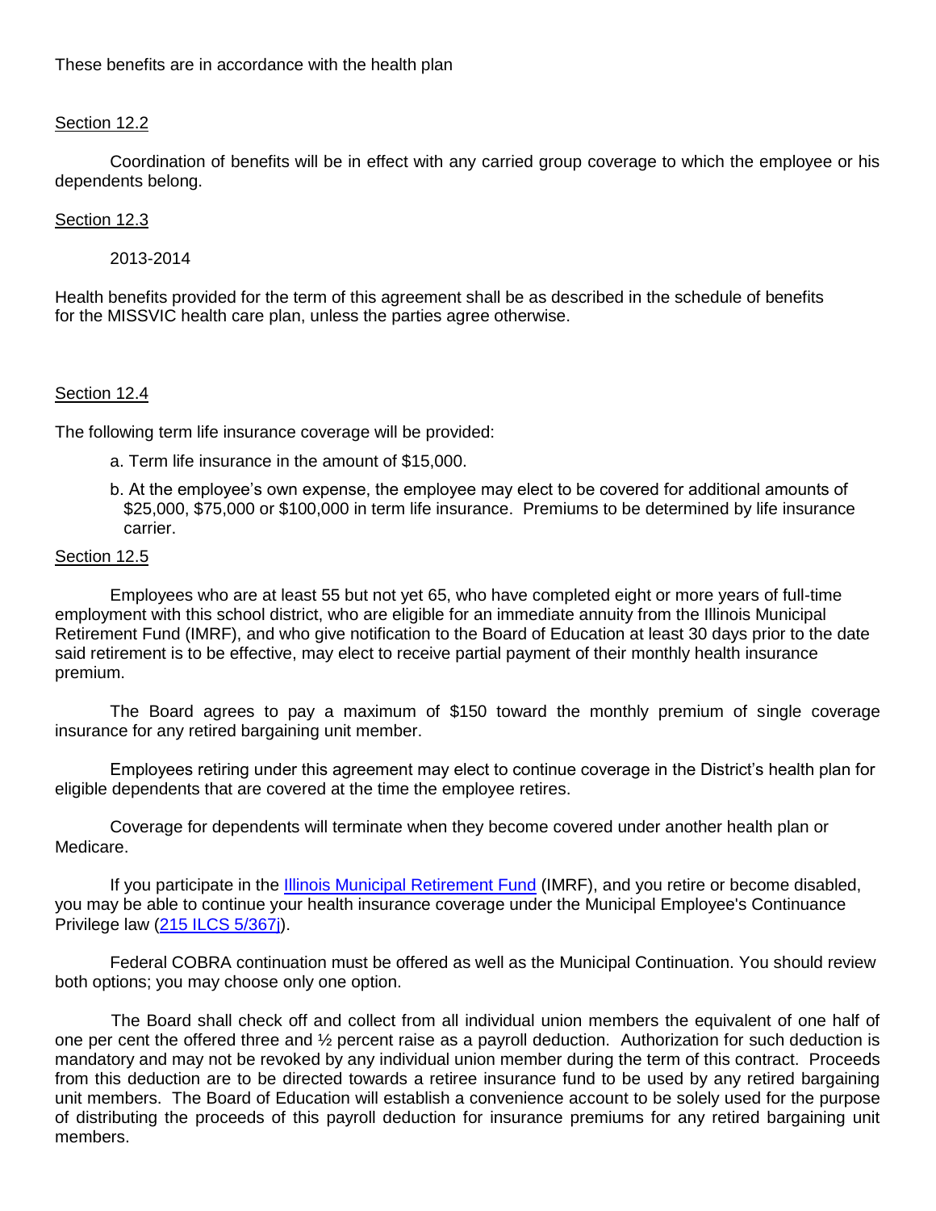These benefits are in accordance with the health plan

Section 12.2

Coordination of benefits will be in effect with any carried group coverage to which the employee or his dependents belong.

Section 12.3

2013-2014

Health benefits provided for the term of this agreement shall be as described in the schedule of benefits for the MISSVIC health care plan, unless the parties agree otherwise.

Section 12.4

The following term life insurance coverage will be provided:

a. Term life insurance in the amount of $15,000.

b. At the employee's own expense, the employee may elect to be covered for additional amounts of $25,000, $75,000 or $100,000 in term life insurance. Premiums to be determined by life insurance carrier.

Section 12.5

Employees who are at least 55 but not yet 65, who have completed eight or more years of full-time employment with this school district, who are eligible for an immediate annuity from the Illinois Municipal Retirement Fund (IMRF), and who give notification to the Board of Education at least 30 days prior to the date said retirement is to be effective, may elect to receive partial payment of their monthly health insurance premium.

The Board agrees to pay a maximum of $150 toward the monthly premium of single coverage insurance for any retired bargaining unit member.

Employees retiring under this agreement may elect to continue coverage in the District's health plan for eligible dependents that are covered at the time the employee retires.

Coverage for dependents will terminate when they become covered under another health plan or Medicare.

If you participate in the Illinois Municipal Retirement Fund (IMRF), and you retire or become disabled, you may be able to continue your health insurance coverage under the Municipal Employee's Continuance Privilege law (215 ILCS 5/367j).

Federal COBRA continuation must be offered as well as the Municipal Continuation. You should review both options; you may choose only one option.

The Board shall check off and collect from all individual union members the equivalent of one half of one per cent the offered three and ½ percent raise as a payroll deduction. Authorization for such deduction is mandatory and may not be revoked by any individual union member during the term of this contract. Proceeds from this deduction are to be directed towards a retiree insurance fund to be used by any retired bargaining unit members. The Board of Education will establish a convenience account to be solely used for the purpose of distributing the proceeds of this payroll deduction for insurance premiums for any retired bargaining unit members.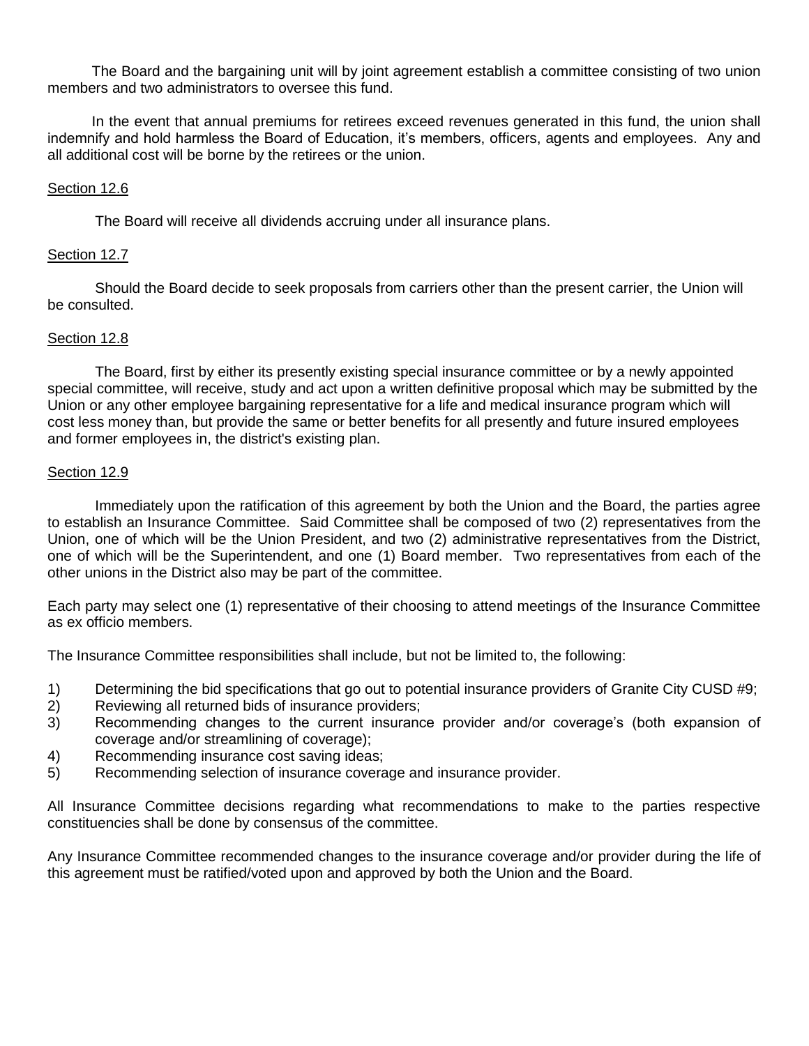The Board and the bargaining unit will by joint agreement establish a committee consisting of two union members and two administrators to oversee this fund.

In the event that annual premiums for retirees exceed revenues generated in this fund, the union shall indemnify and hold harmless the Board of Education, it's members, officers, agents and employees. Any and all additional cost will be borne by the retirees or the union.

Section 12.6

The Board will receive all dividends accruing under all insurance plans.

Section 12.7

Should the Board decide to seek proposals from carriers other than the present carrier, the Union will be consulted.

Section 12.8

The Board, first by either its presently existing special insurance committee or by a newly appointed special committee, will receive, study and act upon a written definitive proposal which may be submitted by the Union or any other employee bargaining representative for a life and medical insurance program which will cost less money than, but provide the same or better benefits for all presently and future insured employees and former employees in, the district's existing plan.

Section 12.9

Immediately upon the ratification of this agreement by both the Union and the Board, the parties agree to establish an Insurance Committee. Said Committee shall be composed of two (2) representatives from the Union, one of which will be the Union President, and two (2) administrative representatives from the District, one of which will be the Superintendent, and one (1) Board member. Two representatives from each of the other unions in the District also may be part of the committee.

Each party may select one (1) representative of their choosing to attend meetings of the Insurance Committee as ex officio members.

The Insurance Committee responsibilities shall include, but not be limited to, the following:

1) Determining the bid specifications that go out to potential insurance providers of Granite City CUSD #9;
2) Reviewing all returned bids of insurance providers;
3) Recommending changes to the current insurance provider and/or coverage's (both expansion of coverage and/or streamlining of coverage);
4) Recommending insurance cost saving ideas;
5) Recommending selection of insurance coverage and insurance provider.

All Insurance Committee decisions regarding what recommendations to make to the parties respective constituencies shall be done by consensus of the committee.

Any Insurance Committee recommended changes to the insurance coverage and/or provider during the life of this agreement must be ratified/voted upon and approved by both the Union and the Board.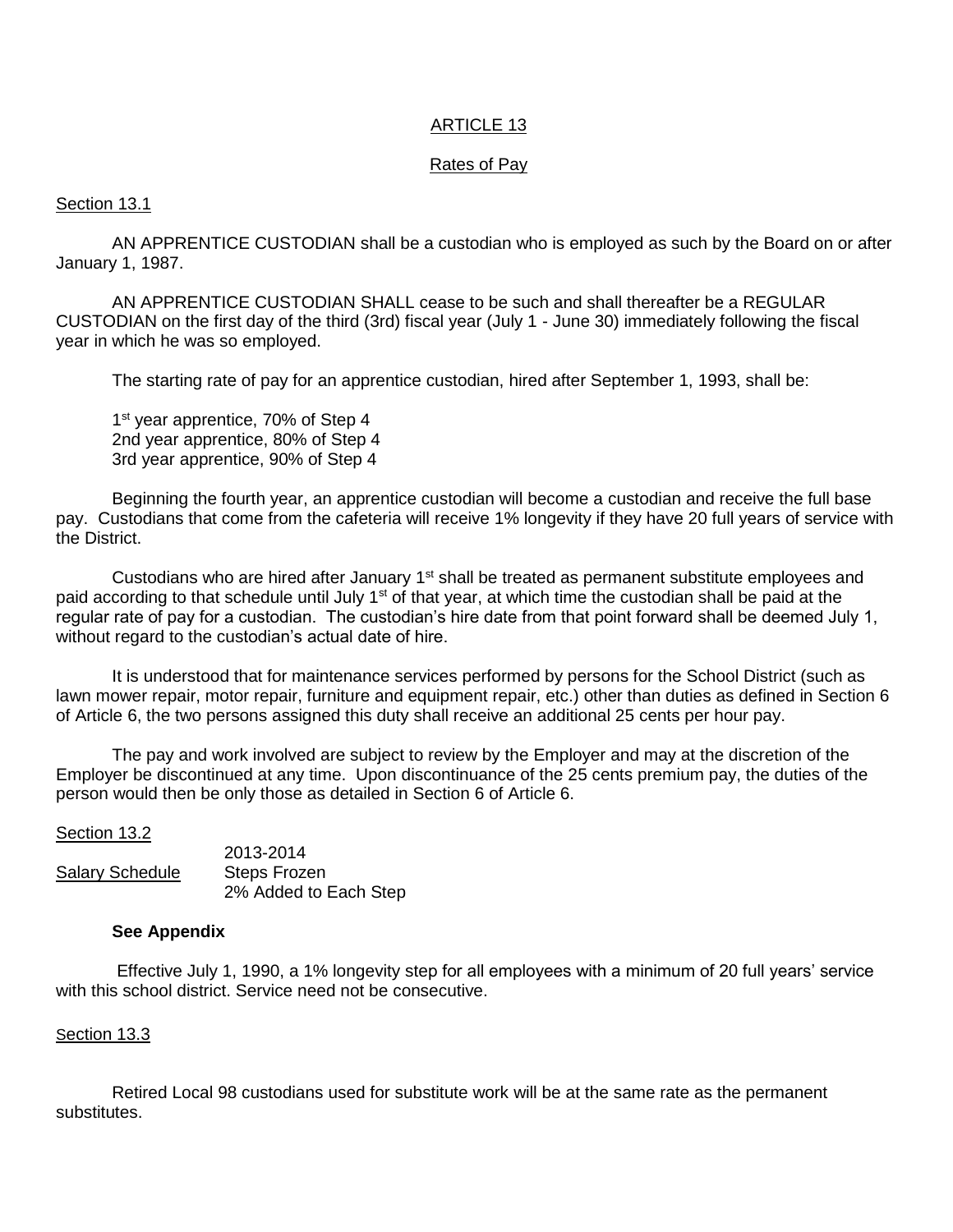# ARTICLE 13

## Rates of Pay

### Section 13.1

AN APPRENTICE CUSTODIAN shall be a custodian who is employed as such by the Board on or after January 1, 1987.

AN APPRENTICE CUSTODIAN SHALL cease to be such and shall thereafter be a REGULAR CUSTODIAN on the first day of the third (3rd) fiscal year (July 1 - June 30) immediately following the fiscal year in which he was so employed.

The starting rate of pay for an apprentice custodian, hired after September 1, 1993, shall be:

1st year apprentice, 70% of Step 4
2nd year apprentice, 80% of Step 4
3rd year apprentice, 90% of Step 4

Beginning the fourth year, an apprentice custodian will become a custodian and receive the full base pay. Custodians that come from the cafeteria will receive 1% longevity if they have 20 full years of service with the District.

Custodians who are hired after January 1st shall be treated as permanent substitute employees and paid according to that schedule until July 1st of that year, at which time the custodian shall be paid at the regular rate of pay for a custodian. The custodian's hire date from that point forward shall be deemed July 1, without regard to the custodian's actual date of hire.

It is understood that for maintenance services performed by persons for the School District (such as lawn mower repair, motor repair, furniture and equipment repair, etc.) other than duties as defined in Section 6 of Article 6, the two persons assigned this duty shall receive an additional 25 cents per hour pay.

The pay and work involved are subject to review by the Employer and may at the discretion of the Employer be discontinued at any time. Upon discontinuance of the 25 cents premium pay, the duties of the person would then be only those as detailed in Section 6 of Article 6.

### Section 13.2

| | 2013-2014 |
|---|---|
| Salary Schedule | Steps Frozen<br>2% Added to Each Step |

**See Appendix**

Effective July 1, 1990, a 1% longevity step for all employees with a minimum of 20 full years' service with this school district. Service need not be consecutive.

### Section 13.3

Retired Local 98 custodians used for substitute work will be at the same rate as the permanent substitutes.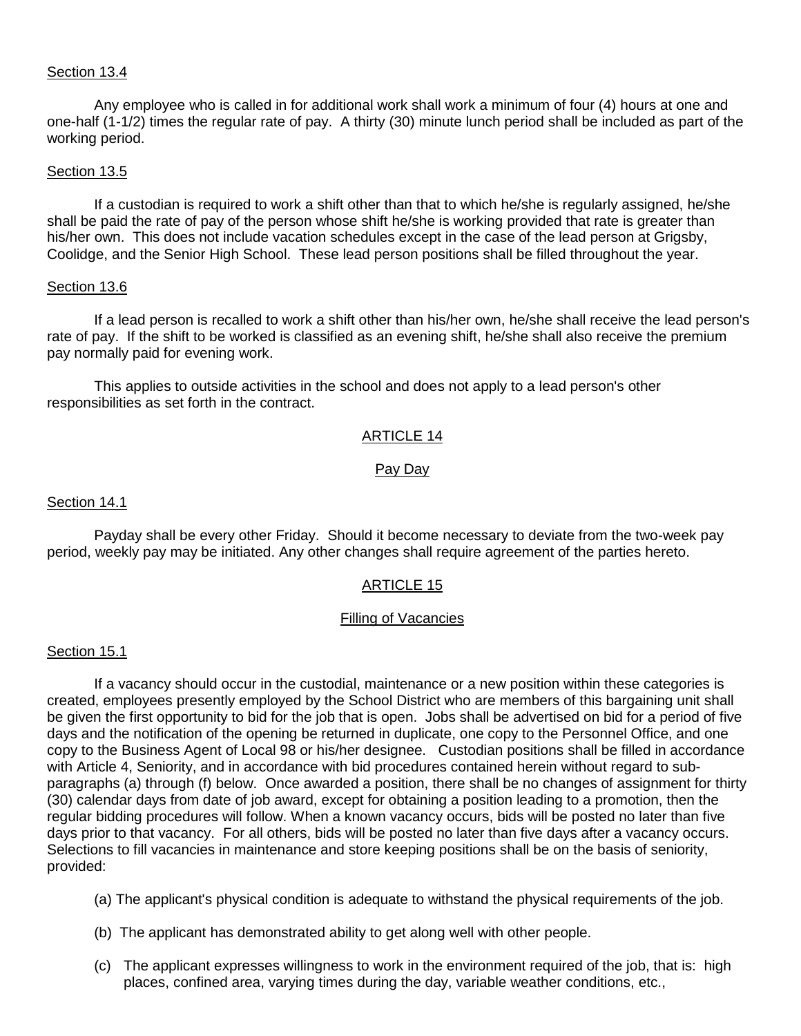Section 13.4

Any employee who is called in for additional work shall work a minimum of four (4) hours at one and one-half (1-1/2) times the regular rate of pay. A thirty (30) minute lunch period shall be included as part of the working period.

Section 13.5

If a custodian is required to work a shift other than that to which he/she is regularly assigned, he/she shall be paid the rate of pay of the person whose shift he/she is working provided that rate is greater than his/her own. This does not include vacation schedules except in the case of the lead person at Grigsby, Coolidge, and the Senior High School. These lead person positions shall be filled throughout the year.

Section 13.6

If a lead person is recalled to work a shift other than his/her own, he/she shall receive the lead person's rate of pay. If the shift to be worked is classified as an evening shift, he/she shall also receive the premium pay normally paid for evening work.

This applies to outside activities in the school and does not apply to a lead person's other responsibilities as set forth in the contract.

## ARTICLE 14

### Pay Day

Section 14.1

Payday shall be every other Friday. Should it become necessary to deviate from the two-week pay period, weekly pay may be initiated. Any other changes shall require agreement of the parties hereto.

## ARTICLE 15

### Filling of Vacancies

Section 15.1

If a vacancy should occur in the custodial, maintenance or a new position within these categories is created, employees presently employed by the School District who are members of this bargaining unit shall be given the first opportunity to bid for the job that is open. Jobs shall be advertised on bid for a period of five days and the notification of the opening be returned in duplicate, one copy to the Personnel Office, and one copy to the Business Agent of Local 98 or his/her designee. Custodian positions shall be filled in accordance with Article 4, Seniority, and in accordance with bid procedures contained herein without regard to sub-paragraphs (a) through (f) below. Once awarded a position, there shall be no changes of assignment for thirty (30) calendar days from date of job award, except for obtaining a position leading to a promotion, then the regular bidding procedures will follow. When a known vacancy occurs, bids will be posted no later than five days prior to that vacancy. For all others, bids will be posted no later than five days after a vacancy occurs. Selections to fill vacancies in maintenance and store keeping positions shall be on the basis of seniority, provided:

(a) The applicant's physical condition is adequate to withstand the physical requirements of the job.

(b) The applicant has demonstrated ability to get along well with other people.

(c) The applicant expresses willingness to work in the environment required of the job, that is: high places, confined area, varying times during the day, variable weather conditions, etc.,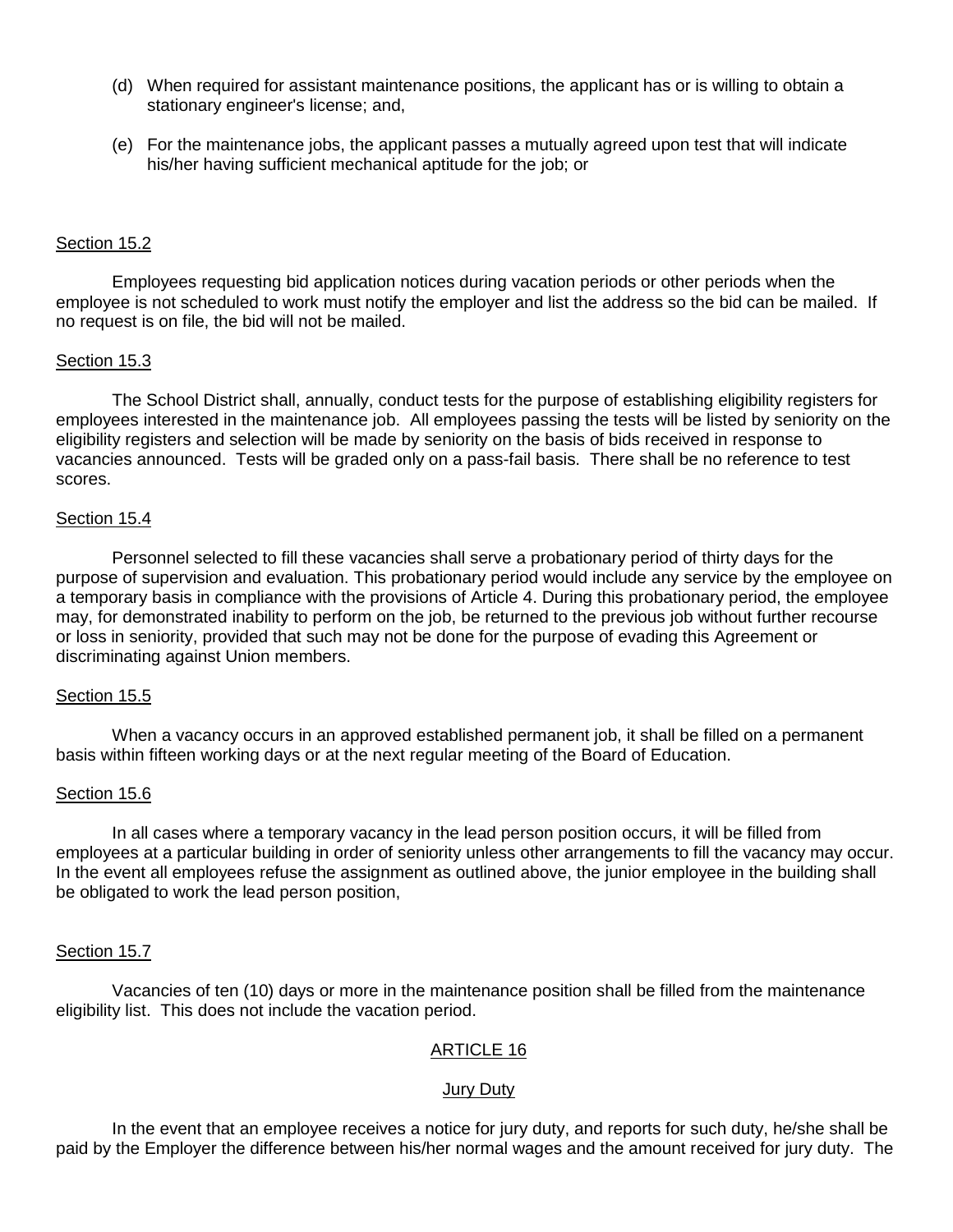(d) When required for assistant maintenance positions, the applicant has or is willing to obtain a stationary engineer's license; and,

(e) For the maintenance jobs, the applicant passes a mutually agreed upon test that will indicate his/her having sufficient mechanical aptitude for the job; or

Section 15.2

Employees requesting bid application notices during vacation periods or other periods when the employee is not scheduled to work must notify the employer and list the address so the bid can be mailed. If no request is on file, the bid will not be mailed.

Section 15.3

The School District shall, annually, conduct tests for the purpose of establishing eligibility registers for employees interested in the maintenance job. All employees passing the tests will be listed by seniority on the eligibility registers and selection will be made by seniority on the basis of bids received in response to vacancies announced. Tests will be graded only on a pass-fail basis. There shall be no reference to test scores.

Section 15.4

Personnel selected to fill these vacancies shall serve a probationary period of thirty days for the purpose of supervision and evaluation. This probationary period would include any service by the employee on a temporary basis in compliance with the provisions of Article 4. During this probationary period, the employee may, for demonstrated inability to perform on the job, be returned to the previous job without further recourse or loss in seniority, provided that such may not be done for the purpose of evading this Agreement or discriminating against Union members.

Section 15.5

When a vacancy occurs in an approved established permanent job, it shall be filled on a permanent basis within fifteen working days or at the next regular meeting of the Board of Education.

Section 15.6

In all cases where a temporary vacancy in the lead person position occurs, it will be filled from employees at a particular building in order of seniority unless other arrangements to fill the vacancy may occur. In the event all employees refuse the assignment as outlined above, the junior employee in the building shall be obligated to work the lead person position,

Section 15.7

Vacancies of ten (10) days or more in the maintenance position shall be filled from the maintenance eligibility list. This does not include the vacation period.

## ARTICLE 16

### Jury Duty

In the event that an employee receives a notice for jury duty, and reports for such duty, he/she shall be paid by the Employer the difference between his/her normal wages and the amount received for jury duty. The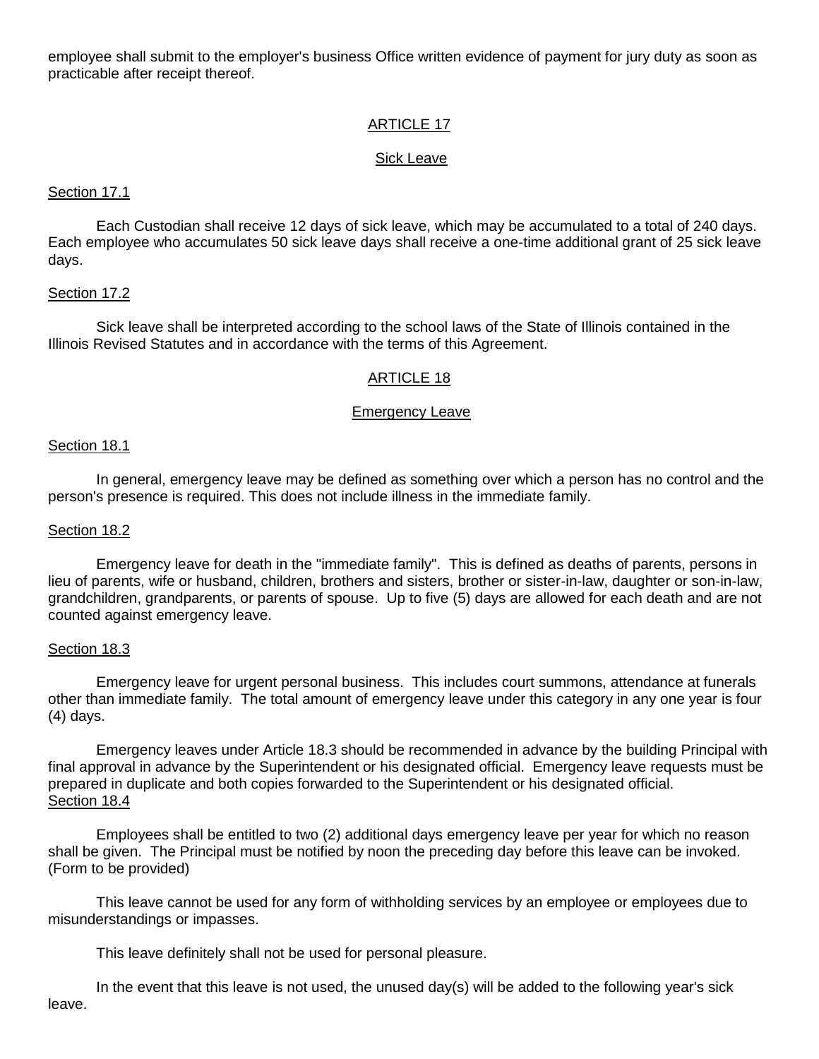employee shall submit to the employer's business Office written evidence of payment for jury duty as soon as practicable after receipt thereof.

## ARTICLE 17

### Sick Leave

Section 17.1

Each Custodian shall receive 12 days of sick leave, which may be accumulated to a total of 240 days. Each employee who accumulates 50 sick leave days shall receive a one-time additional grant of 25 sick leave days.

Section 17.2

Sick leave shall be interpreted according to the school laws of the State of Illinois contained in the Illinois Revised Statutes and in accordance with the terms of this Agreement.

## ARTICLE 18

### Emergency Leave

Section 18.1

In general, emergency leave may be defined as something over which a person has no control and the person's presence is required. This does not include illness in the immediate family.

Section 18.2

Emergency leave for death in the "immediate family". This is defined as deaths of parents, persons in lieu of parents, wife or husband, children, brothers and sisters, brother or sister-in-law, daughter or son-in-law, grandchildren, grandparents, or parents of spouse. Up to five (5) days are allowed for each death and are not counted against emergency leave.

Section 18.3

Emergency leave for urgent personal business. This includes court summons, attendance at funerals other than immediate family. The total amount of emergency leave under this category in any one year is four (4) days.

Emergency leaves under Article 18.3 should be recommended in advance by the building Principal with final approval in advance by the Superintendent or his designated official. Emergency leave requests must be prepared in duplicate and both copies forwarded to the Superintendent or his designated official.

Section 18.4

Employees shall be entitled to two (2) additional days emergency leave per year for which no reason shall be given. The Principal must be notified by noon the preceding day before this leave can be invoked. (Form to be provided)

This leave cannot be used for any form of withholding services by an employee or employees due to misunderstandings or impasses.

This leave definitely shall not be used for personal pleasure.

In the event that this leave is not used, the unused day(s) will be added to the following year's sick leave.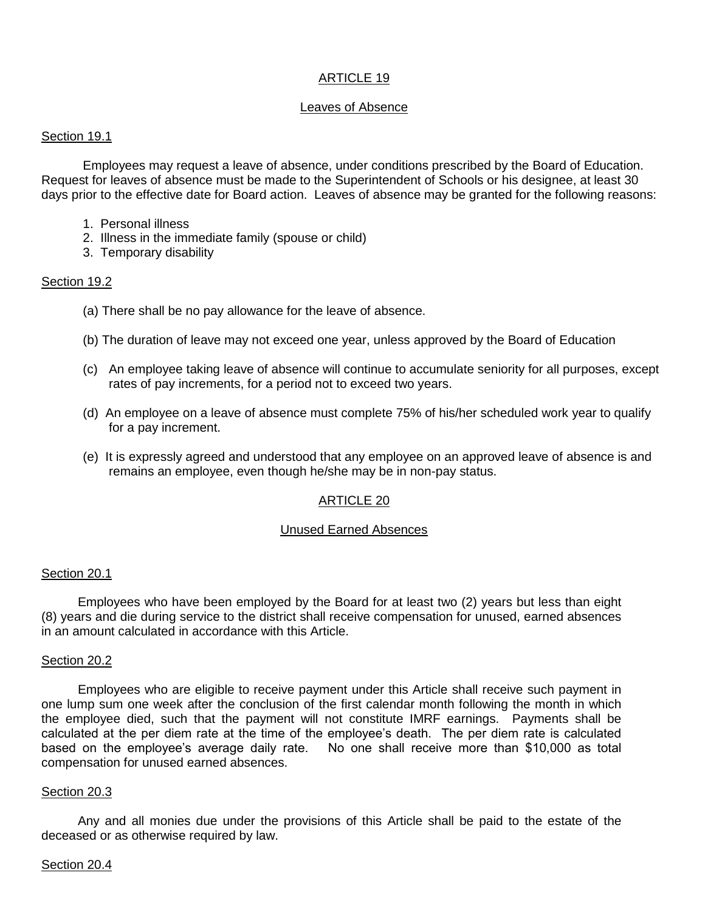## ARTICLE 19

### Leaves of Absence

#### Section 19.1

Employees may request a leave of absence, under conditions prescribed by the Board of Education. Request for leaves of absence must be made to the Superintendent of Schools or his designee, at least 30 days prior to the effective date for Board action. Leaves of absence may be granted for the following reasons:

1. Personal illness
2. Illness in the immediate family (spouse or child)
3. Temporary disability

#### Section 19.2

(a) There shall be no pay allowance for the leave of absence.

(b) The duration of leave may not exceed one year, unless approved by the Board of Education

(c) An employee taking leave of absence will continue to accumulate seniority for all purposes, except rates of pay increments, for a period not to exceed two years.

(d) An employee on a leave of absence must complete 75% of his/her scheduled work year to qualify for a pay increment.

(e) It is expressly agreed and understood that any employee on an approved leave of absence is and remains an employee, even though he/she may be in non-pay status.

## ARTICLE 20

### Unused Earned Absences

#### Section 20.1

Employees who have been employed by the Board for at least two (2) years but less than eight (8) years and die during service to the district shall receive compensation for unused, earned absences in an amount calculated in accordance with this Article.

#### Section 20.2

Employees who are eligible to receive payment under this Article shall receive such payment in one lump sum one week after the conclusion of the first calendar month following the month in which the employee died, such that the payment will not constitute IMRF earnings. Payments shall be calculated at the per diem rate at the time of the employee's death. The per diem rate is calculated based on the employee's average daily rate. No one shall receive more than $10,000 as total compensation for unused earned absences.

#### Section 20.3

Any and all monies due under the provisions of this Article shall be paid to the estate of the deceased or as otherwise required by law.

#### Section 20.4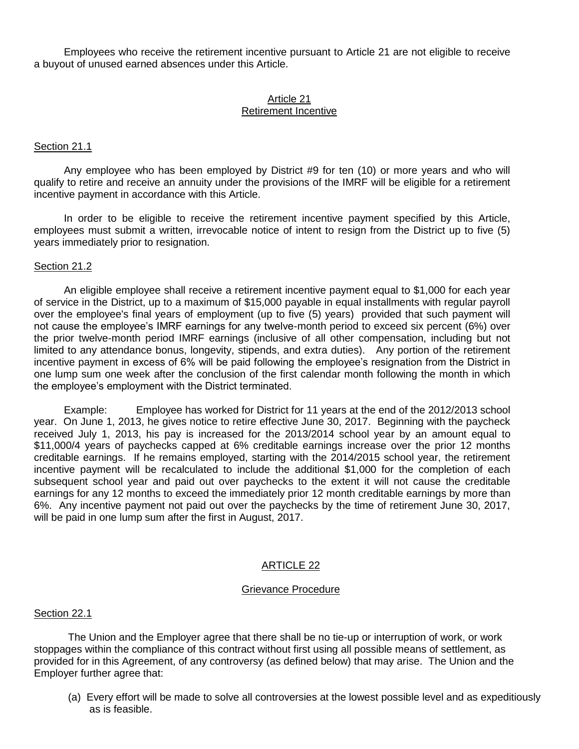Employees who receive the retirement incentive pursuant to Article 21 are not eligible to receive a buyout of unused earned absences under this Article.

## Article 21
## Retirement Incentive

### Section 21.1

Any employee who has been employed by District #9 for ten (10) or more years and who will qualify to retire and receive an annuity under the provisions of the IMRF will be eligible for a retirement incentive payment in accordance with this Article.

In order to be eligible to receive the retirement incentive payment specified by this Article, employees must submit a written, irrevocable notice of intent to resign from the District up to five (5) years immediately prior to resignation.

### Section 21.2

An eligible employee shall receive a retirement incentive payment equal to $1,000 for each year of service in the District, up to a maximum of $15,000 payable in equal installments with regular payroll over the employee's final years of employment (up to five (5) years) provided that such payment will not cause the employee's IMRF earnings for any twelve-month period to exceed six percent (6%) over the prior twelve-month period IMRF earnings (inclusive of all other compensation, including but not limited to any attendance bonus, longevity, stipends, and extra duties). Any portion of the retirement incentive payment in excess of 6% will be paid following the employee's resignation from the District in one lump sum one week after the conclusion of the first calendar month following the month in which the employee's employment with the District terminated.

Example: Employee has worked for District for 11 years at the end of the 2012/2013 school year. On June 1, 2013, he gives notice to retire effective June 30, 2017. Beginning with the paycheck received July 1, 2013, his pay is increased for the 2013/2014 school year by an amount equal to $11,000/4 years of paychecks capped at 6% creditable earnings increase over the prior 12 months creditable earnings. If he remains employed, starting with the 2014/2015 school year, the retirement incentive payment will be recalculated to include the additional $1,000 for the completion of each subsequent school year and paid out over paychecks to the extent it will not cause the creditable earnings for any 12 months to exceed the immediately prior 12 month creditable earnings by more than 6%. Any incentive payment not paid out over the paychecks by the time of retirement June 30, 2017, will be paid in one lump sum after the first in August, 2017.

## ARTICLE 22

## Grievance Procedure

### Section 22.1

The Union and the Employer agree that there shall be no tie-up or interruption of work, or work stoppages within the compliance of this contract without first using all possible means of settlement, as provided for in this Agreement, of any controversy (as defined below) that may arise. The Union and the Employer further agree that:

(a) Every effort will be made to solve all controversies at the lowest possible level and as expeditiously as is feasible.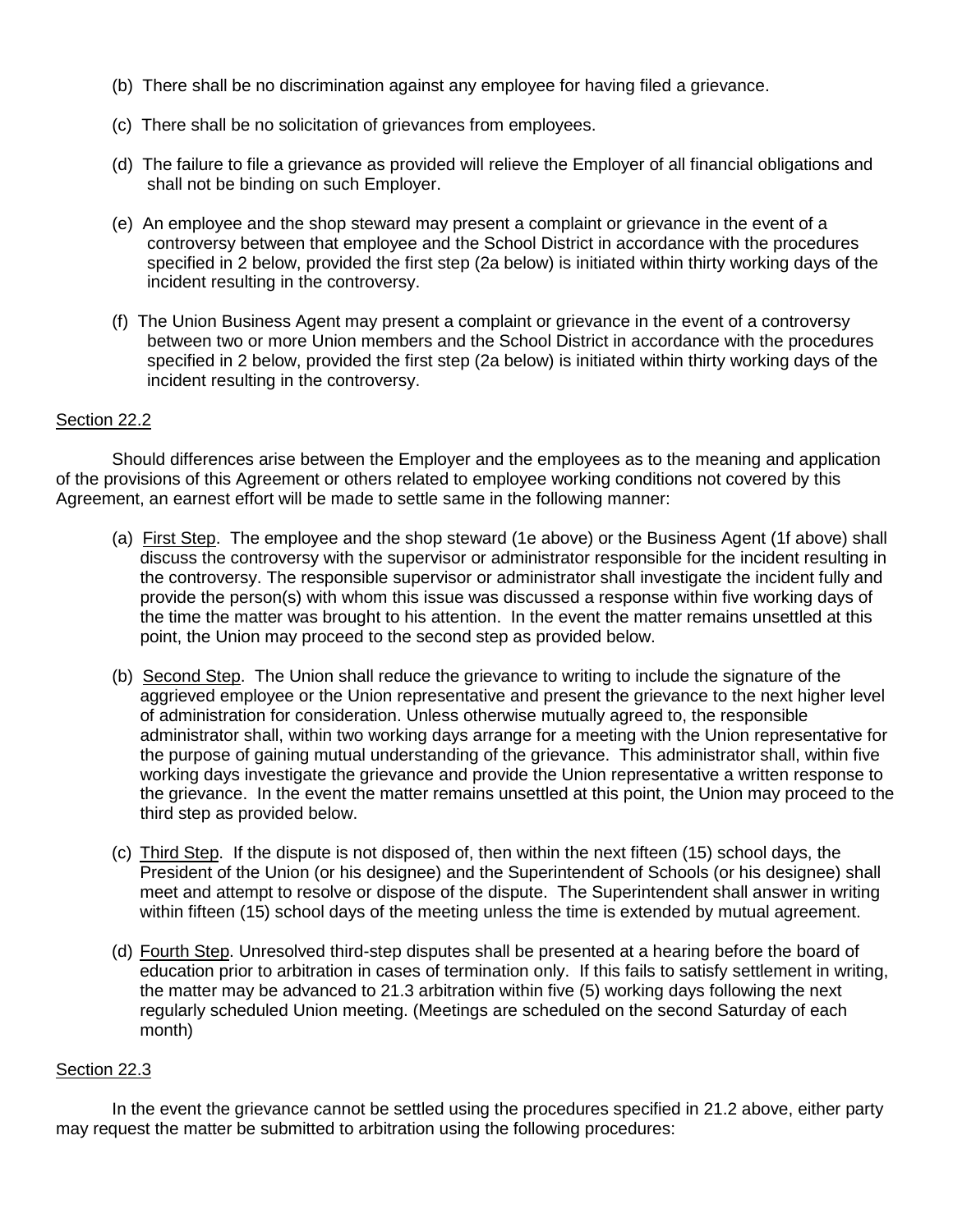(b) There shall be no discrimination against any employee for having filed a grievance.

(c) There shall be no solicitation of grievances from employees.

(d) The failure to file a grievance as provided will relieve the Employer of all financial obligations and shall not be binding on such Employer.

(e) An employee and the shop steward may present a complaint or grievance in the event of a controversy between that employee and the School District in accordance with the procedures specified in 2 below, provided the first step (2a below) is initiated within thirty working days of the incident resulting in the controversy.

(f) The Union Business Agent may present a complaint or grievance in the event of a controversy between two or more Union members and the School District in accordance with the procedures specified in 2 below, provided the first step (2a below) is initiated within thirty working days of the incident resulting in the controversy.

Section 22.2

Should differences arise between the Employer and the employees as to the meaning and application of the provisions of this Agreement or others related to employee working conditions not covered by this Agreement, an earnest effort will be made to settle same in the following manner:

(a) First Step. The employee and the shop steward (1e above) or the Business Agent (1f above) shall discuss the controversy with the supervisor or administrator responsible for the incident resulting in the controversy. The responsible supervisor or administrator shall investigate the incident fully and provide the person(s) with whom this issue was discussed a response within five working days of the time the matter was brought to his attention. In the event the matter remains unsettled at this point, the Union may proceed to the second step as provided below.

(b) Second Step. The Union shall reduce the grievance to writing to include the signature of the aggrieved employee or the Union representative and present the grievance to the next higher level of administration for consideration. Unless otherwise mutually agreed to, the responsible administrator shall, within two working days arrange for a meeting with the Union representative for the purpose of gaining mutual understanding of the grievance. This administrator shall, within five working days investigate the grievance and provide the Union representative a written response to the grievance. In the event the matter remains unsettled at this point, the Union may proceed to the third step as provided below.

(c) Third Step. If the dispute is not disposed of, then within the next fifteen (15) school days, the President of the Union (or his designee) and the Superintendent of Schools (or his designee) shall meet and attempt to resolve or dispose of the dispute. The Superintendent shall answer in writing within fifteen (15) school days of the meeting unless the time is extended by mutual agreement.

(d) Fourth Step. Unresolved third-step disputes shall be presented at a hearing before the board of education prior to arbitration in cases of termination only. If this fails to satisfy settlement in writing, the matter may be advanced to 21.3 arbitration within five (5) working days following the next regularly scheduled Union meeting. (Meetings are scheduled on the second Saturday of each month)

Section 22.3

In the event the grievance cannot be settled using the procedures specified in 21.2 above, either party may request the matter be submitted to arbitration using the following procedures: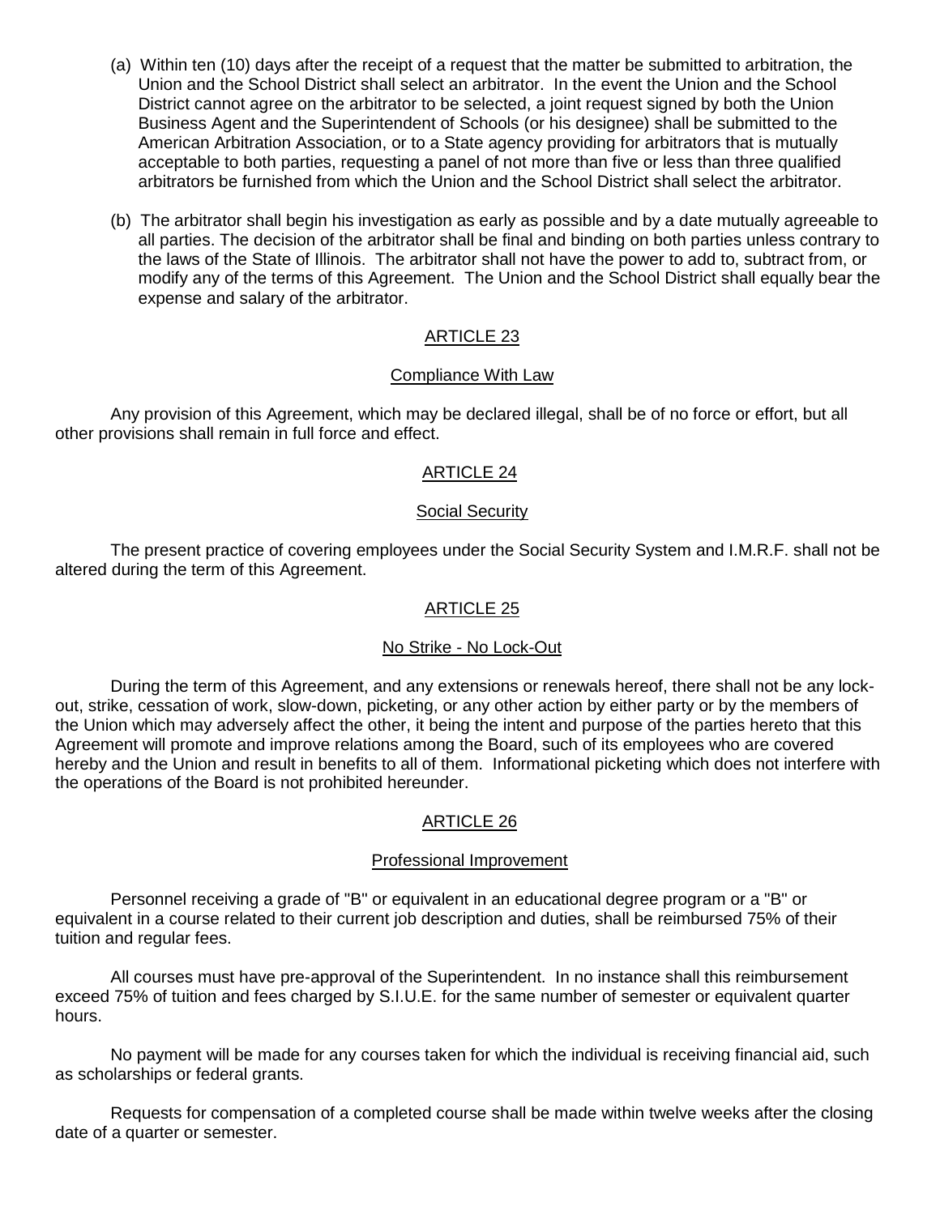(a) Within ten (10) days after the receipt of a request that the matter be submitted to arbitration, the Union and the School District shall select an arbitrator. In the event the Union and the School District cannot agree on the arbitrator to be selected, a joint request signed by both the Union Business Agent and the Superintendent of Schools (or his designee) shall be submitted to the American Arbitration Association, or to a State agency providing for arbitrators that is mutually acceptable to both parties, requesting a panel of not more than five or less than three qualified arbitrators be furnished from which the Union and the School District shall select the arbitrator.

(b) The arbitrator shall begin his investigation as early as possible and by a date mutually agreeable to all parties. The decision of the arbitrator shall be final and binding on both parties unless contrary to the laws of the State of Illinois. The arbitrator shall not have the power to add to, subtract from, or modify any of the terms of this Agreement. The Union and the School District shall equally bear the expense and salary of the arbitrator.

## ARTICLE 23

### Compliance With Law

Any provision of this Agreement, which may be declared illegal, shall be of no force or effort, but all other provisions shall remain in full force and effect.

## ARTICLE 24

### Social Security

The present practice of covering employees under the Social Security System and I.M.R.F. shall not be altered during the term of this Agreement.

## ARTICLE 25

### No Strike - No Lock-Out

During the term of this Agreement, and any extensions or renewals hereof, there shall not be any lock-out, strike, cessation of work, slow-down, picketing, or any other action by either party or by the members of the Union which may adversely affect the other, it being the intent and purpose of the parties hereto that this Agreement will promote and improve relations among the Board, such of its employees who are covered hereby and the Union and result in benefits to all of them. Informational picketing which does not interfere with the operations of the Board is not prohibited hereunder.

## ARTICLE 26

### Professional Improvement

Personnel receiving a grade of "B" or equivalent in an educational degree program or a "B" or equivalent in a course related to their current job description and duties, shall be reimbursed 75% of their tuition and regular fees.

All courses must have pre-approval of the Superintendent. In no instance shall this reimbursement exceed 75% of tuition and fees charged by S.I.U.E. for the same number of semester or equivalent quarter hours.

No payment will be made for any courses taken for which the individual is receiving financial aid, such as scholarships or federal grants.

Requests for compensation of a completed course shall be made within twelve weeks after the closing date of a quarter or semester.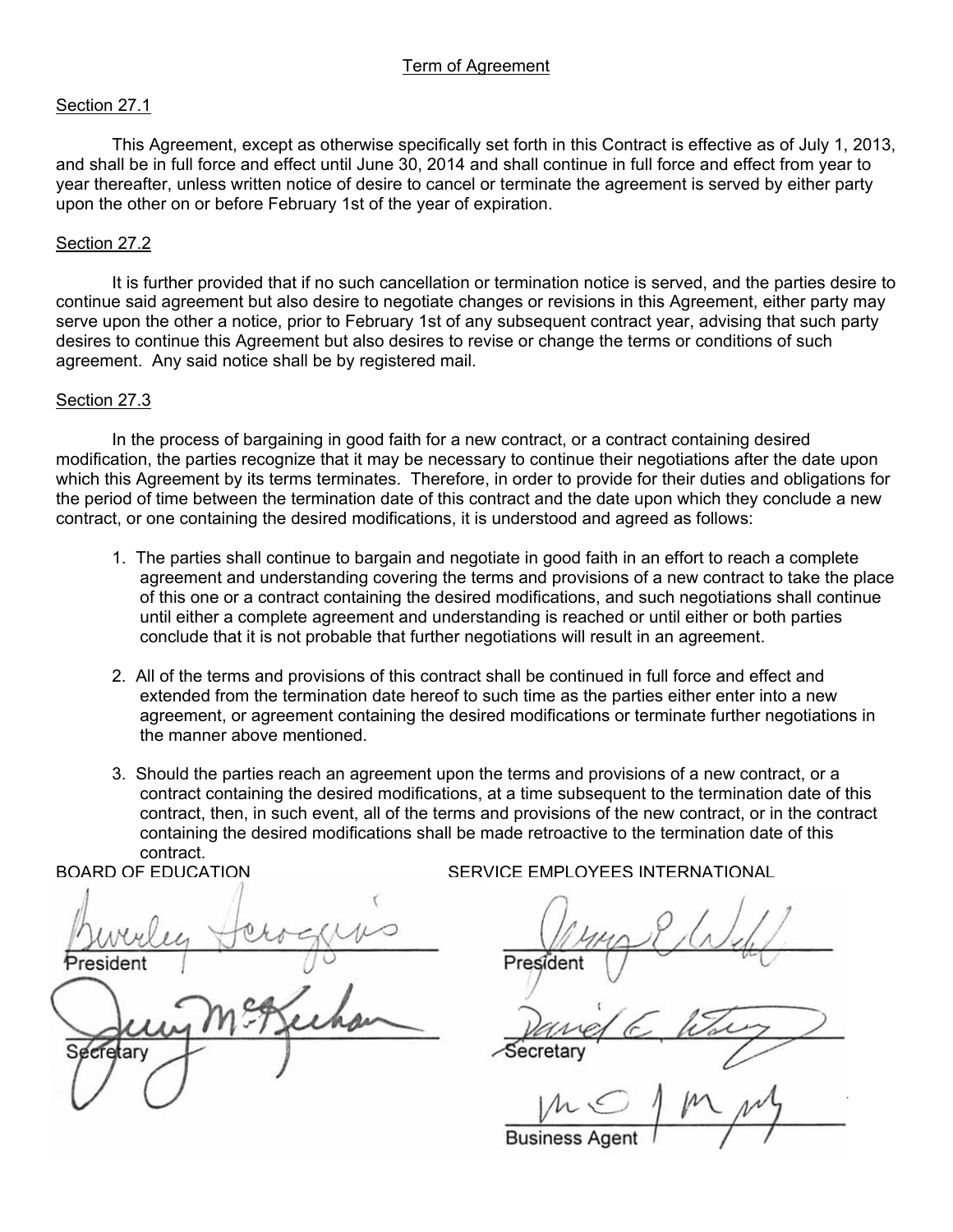## Term of Agreement

### Section 27.1

This Agreement, except as otherwise specifically set forth in this Contract is effective as of July 1, 2013, and shall be in full force and effect until June 30, 2014 and shall continue in full force and effect from year to year thereafter, unless written notice of desire to cancel or terminate the agreement is served by either party upon the other on or before February 1st of the year of expiration.

### Section 27.2

It is further provided that if no such cancellation or termination notice is served, and the parties desire to continue said agreement but also desire to negotiate changes or revisions in this Agreement, either party may serve upon the other a notice, prior to February 1st of any subsequent contract year, advising that such party desires to continue this Agreement but also desires to revise or change the terms or conditions of such agreement. Any said notice shall be by registered mail.

### Section 27.3

In the process of bargaining in good faith for a new contract, or a contract containing desired modification, the parties recognize that it may be necessary to continue their negotiations after the date upon which this Agreement by its terms terminates. Therefore, in order to provide for their duties and obligations for the period of time between the termination date of this contract and the date upon which they conclude a new contract, or one containing the desired modifications, it is understood and agreed as follows:

1. The parties shall continue to bargain and negotiate in good faith in an effort to reach a complete agreement and understanding covering the terms and provisions of a new contract to take the place of this one or a contract containing the desired modifications, and such negotiations shall continue until either a complete agreement and understanding is reached or until either or both parties conclude that it is not probable that further negotiations will result in an agreement.

2. All of the terms and provisions of this contract shall be continued in full force and effect and extended from the termination date hereof to such time as the parties either enter into a new agreement, or agreement containing the desired modifications or terminate further negotiations in the manner above mentioned.

3. Should the parties reach an agreement upon the terms and provisions of a new contract, or a contract containing the desired modifications, at a time subsequent to the termination date of this contract, then, in such event, all of the terms and provisions of the new contract, or in the contract containing the desired modifications shall be made retroactive to the termination date of this contract.

BOARD OF EDUCATION

Beverley Scroggins
President

Jerry McKeehan
Secretary

SERVICE EMPLOYEES INTERNATIONAL

President

Secretary

Business Agent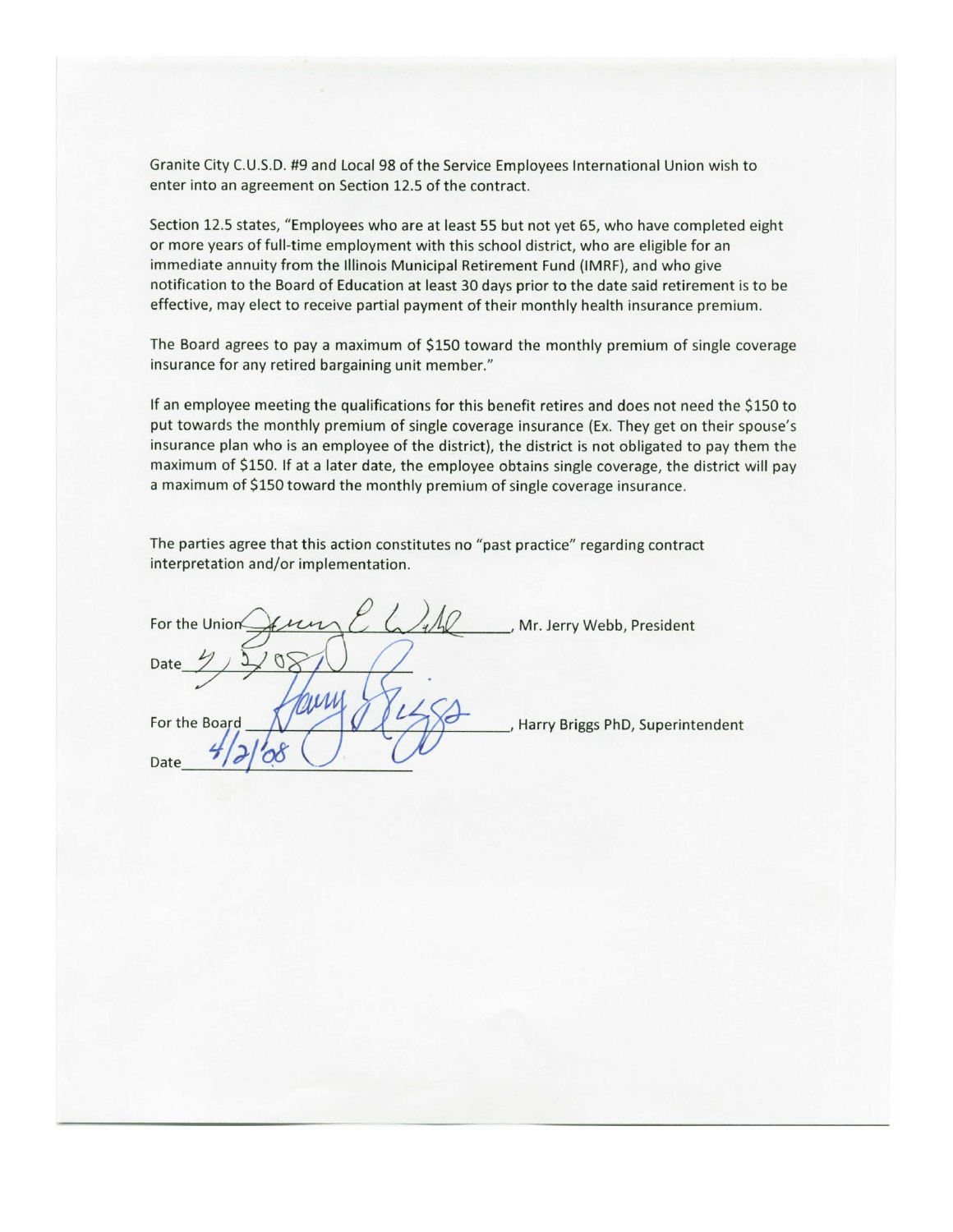Granite City C.U.S.D. #9 and Local 98 of the Service Employees International Union wish to enter into an agreement on Section 12.5 of the contract.

Section 12.5 states, "Employees who are at least 55 but not yet 65, who have completed eight or more years of full-time employment with this school district, who are eligible for an immediate annuity from the Illinois Municipal Retirement Fund (IMRF), and who give notification to the Board of Education at least 30 days prior to the date said retirement is to be effective, may elect to receive partial payment of their monthly health insurance premium.

The Board agrees to pay a maximum of $150 toward the monthly premium of single coverage insurance for any retired bargaining unit member."

If an employee meeting the qualifications for this benefit retires and does not need the $150 to put towards the monthly premium of single coverage insurance (Ex. They get on their spouse's insurance plan who is an employee of the district), the district is not obligated to pay them the maximum of $150. If at a later date, the employee obtains single coverage, the district will pay a maximum of $150 toward the monthly premium of single coverage insurance.

The parties agree that this action constitutes no "past practice" regarding contract interpretation and/or implementation.

For the Union _______________, Mr. Jerry Webb, President

Date 4/2/08

For the Board _______________, Harry Briggs PhD, Superintendent

Date 4/2/08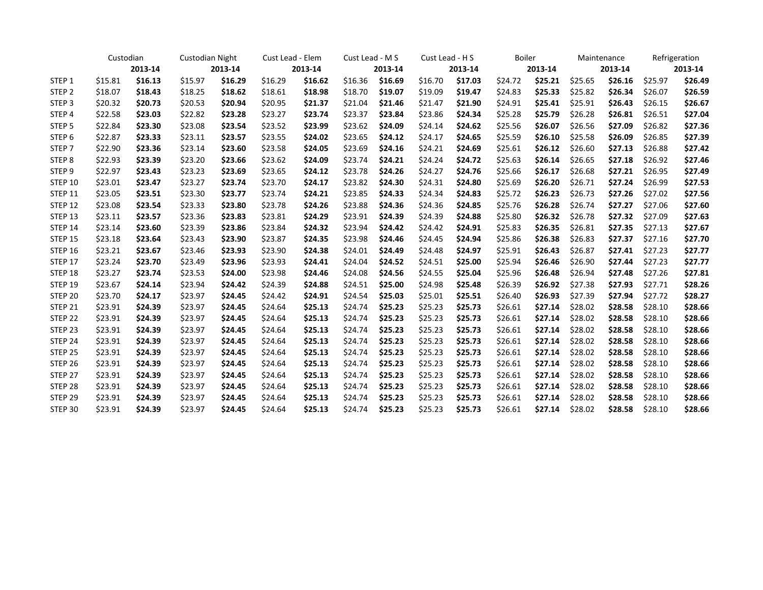| | Custodian | | Custodian Night | | Cust Lead - Elem | | Cust Lead - M S | | Cust Lead - H S | | Boiler | | Maintenance | | Refrigeration | |
|---|---|---|---|---|---|---|---|---|---|---|---|---|---|---|---|---|
| | | **2013-14** | | **2013-14** | | **2013-14** | | **2013-14** | | **2013-14** | | **2013-14** | | **2013-14** | | **2013-14** |
| STEP 1 | $15.81 | **$16.13** | $15.97 | **$16.29** | $16.29 | **$16.62** | $16.36 | **$16.69** | $16.70 | **$17.03** | $24.72 | **$25.21** | $25.65 | **$26.16** | $25.97 | **$26.49** |
| STEP 2 | $18.07 | **$18.43** | $18.25 | **$18.62** | $18.61 | **$18.98** | $18.70 | **$19.07** | $19.09 | **$19.47** | $24.83 | **$25.33** | $25.82 | **$26.34** | $26.07 | **$26.59** |
| STEP 3 | $20.32 | **$20.73** | $20.53 | **$20.94** | $20.95 | **$21.37** | $21.04 | **$21.46** | $21.47 | **$21.90** | $24.91 | **$25.41** | $25.91 | **$26.43** | $26.15 | **$26.67** |
| STEP 4 | $22.58 | **$23.03** | $22.82 | **$23.28** | $23.27 | **$23.74** | $23.37 | **$23.84** | $23.86 | **$24.34** | $25.28 | **$25.79** | $26.28 | **$26.81** | $26.51 | **$27.04** |
| STEP 5 | $22.84 | **$23.30** | $23.08 | **$23.54** | $23.52 | **$23.99** | $23.62 | **$24.09** | $24.14 | **$24.62** | $25.56 | **$26.07** | $26.56 | **$27.09** | $26.82 | **$27.36** |
| STEP 6 | $22.87 | **$23.33** | $23.11 | **$23.57** | $23.55 | **$24.02** | $23.65 | **$24.12** | $24.17 | **$24.65** | $25.59 | **$26.10** | $25.58 | **$26.09** | $26.85 | **$27.39** |
| STEP 7 | $22.90 | **$23.36** | $23.14 | **$23.60** | $23.58 | **$24.05** | $23.69 | **$24.16** | $24.21 | **$24.69** | $25.61 | **$26.12** | $26.60 | **$27.13** | $26.88 | **$27.42** |
| STEP 8 | $22.93 | **$23.39** | $23.20 | **$23.66** | $23.62 | **$24.09** | $23.74 | **$24.21** | $24.24 | **$24.72** | $25.63 | **$26.14** | $26.65 | **$27.18** | $26.92 | **$27.46** |
| STEP 9 | $22.97 | **$23.43** | $23.23 | **$23.69** | $23.65 | **$24.12** | $23.78 | **$24.26** | $24.27 | **$24.76** | $25.66 | **$26.17** | $26.68 | **$27.21** | $26.95 | **$27.49** |
| STEP 10 | $23.01 | **$23.47** | $23.27 | **$23.74** | $23.70 | **$24.17** | $23.82 | **$24.30** | $24.31 | **$24.80** | $25.69 | **$26.20** | $26.71 | **$27.24** | $26.99 | **$27.53** |
| STEP 11 | $23.05 | **$23.51** | $23.30 | **$23.77** | $23.74 | **$24.21** | $23.85 | **$24.33** | $24.34 | **$24.83** | $25.72 | **$26.23** | $26.73 | **$27.26** | $27.02 | **$27.56** |
| STEP 12 | $23.08 | **$23.54** | $23.33 | **$23.80** | $23.78 | **$24.26** | $23.88 | **$24.36** | $24.36 | **$24.85** | $25.76 | **$26.28** | $26.74 | **$27.27** | $27.06 | **$27.60** |
| STEP 13 | $23.11 | **$23.57** | $23.36 | **$23.83** | $23.81 | **$24.29** | $23.91 | **$24.39** | $24.39 | **$24.88** | $25.80 | **$26.32** | $26.78 | **$27.32** | $27.09 | **$27.63** |
| STEP 14 | $23.14 | **$23.60** | $23.39 | **$23.86** | $23.84 | **$24.32** | $23.94 | **$24.42** | $24.42 | **$24.91** | $25.83 | **$26.35** | $26.81 | **$27.35** | $27.13 | **$27.67** |
| STEP 15 | $23.18 | **$23.64** | $23.43 | **$23.90** | $23.87 | **$24.35** | $23.98 | **$24.46** | $24.45 | **$24.94** | $25.86 | **$26.38** | $26.83 | **$27.37** | $27.16 | **$27.70** |
| STEP 16 | $23.21 | **$23.67** | $23.46 | **$23.93** | $23.90 | **$24.38** | $24.01 | **$24.49** | $24.48 | **$24.97** | $25.91 | **$26.43** | $26.87 | **$27.41** | $27.23 | **$27.77** |
| STEP 17 | $23.24 | **$23.70** | $23.49 | **$23.96** | $23.93 | **$24.41** | $24.04 | **$24.52** | $24.51 | **$25.00** | $25.94 | **$26.46** | $26.90 | **$27.44** | $27.23 | **$27.77** |
| STEP 18 | $23.27 | **$23.74** | $23.53 | **$24.00** | $23.98 | **$24.46** | $24.08 | **$24.56** | $24.55 | **$25.04** | $25.96 | **$26.48** | $26.94 | **$27.48** | $27.26 | **$27.81** |
| STEP 19 | $23.67 | **$24.14** | $23.94 | **$24.42** | $24.39 | **$24.88** | $24.51 | **$25.00** | $24.98 | **$25.48** | $26.39 | **$26.92** | $27.38 | **$27.93** | $27.71 | **$28.26** |
| STEP 20 | $23.70 | **$24.17** | $23.97 | **$24.45** | $24.42 | **$24.91** | $24.54 | **$25.03** | $25.01 | **$25.51** | $26.40 | **$26.93** | $27.39 | **$27.94** | $27.72 | **$28.27** |
| STEP 21 | $23.91 | **$24.39** | $23.97 | **$24.45** | $24.64 | **$25.13** | $24.74 | **$25.23** | $25.23 | **$25.73** | $26.61 | **$27.14** | $28.02 | **$28.58** | $28.10 | **$28.66** |
| STEP 22 | $23.91 | **$24.39** | $23.97 | **$24.45** | $24.64 | **$25.13** | $24.74 | **$25.23** | $25.23 | **$25.73** | $26.61 | **$27.14** | $28.02 | **$28.58** | $28.10 | **$28.66** |
| STEP 23 | $23.91 | **$24.39** | $23.97 | **$24.45** | $24.64 | **$25.13** | $24.74 | **$25.23** | $25.23 | **$25.73** | $26.61 | **$27.14** | $28.02 | **$28.58** | $28.10 | **$28.66** |
| STEP 24 | $23.91 | **$24.39** | $23.97 | **$24.45** | $24.64 | **$25.13** | $24.74 | **$25.23** | $25.23 | **$25.73** | $26.61 | **$27.14** | $28.02 | **$28.58** | $28.10 | **$28.66** |
| STEP 25 | $23.91 | **$24.39** | $23.97 | **$24.45** | $24.64 | **$25.13** | $24.74 | **$25.23** | $25.23 | **$25.73** | $26.61 | **$27.14** | $28.02 | **$28.58** | $28.10 | **$28.66** |
| STEP 26 | $23.91 | **$24.39** | $23.97 | **$24.45** | $24.64 | **$25.13** | $24.74 | **$25.23** | $25.23 | **$25.73** | $26.61 | **$27.14** | $28.02 | **$28.58** | $28.10 | **$28.66** |
| STEP 27 | $23.91 | **$24.39** | $23.97 | **$24.45** | $24.64 | **$25.13** | $24.74 | **$25.23** | $25.23 | **$25.73** | $26.61 | **$27.14** | $28.02 | **$28.58** | $28.10 | **$28.66** |
| STEP 28 | $23.91 | **$24.39** | $23.97 | **$24.45** | $24.64 | **$25.13** | $24.74 | **$25.23** | $25.23 | **$25.73** | $26.61 | **$27.14** | $28.02 | **$28.58** | $28.10 | **$28.66** |
| STEP 29 | $23.91 | **$24.39** | $23.97 | **$24.45** | $24.64 | **$25.13** | $24.74 | **$25.23** | $25.23 | **$25.73** | $26.61 | **$27.14** | $28.02 | **$28.58** | $28.10 | **$28.66** |
| STEP 30 | $23.91 | **$24.39** | $23.97 | **$24.45** | $24.64 | **$25.13** | $24.74 | **$25.23** | $25.23 | **$25.73** | $26.61 | **$27.14** | $28.02 | **$28.58** | $28.10 | **$28.66** |